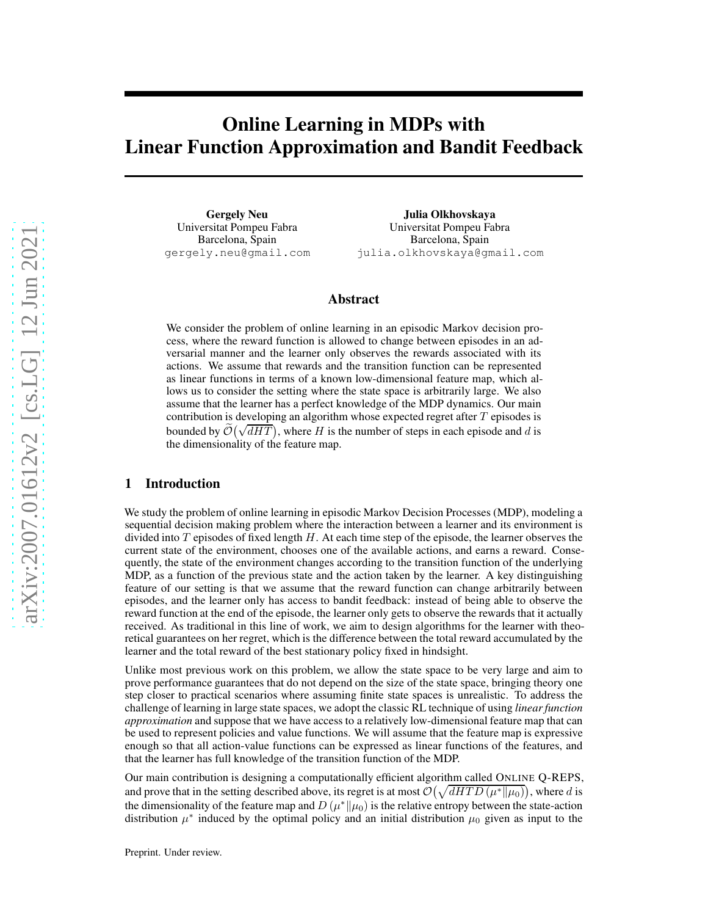# Online Learning in MDPs with Linear Function Approximation and Bandit Feedback

**Gergely Neu**
Universitat Pompeu Fabra
Barcelona, Spain
gergely.neu@gmail.com

**Julia Olkhovskaya**
Universitat Pompeu Fabra
Barcelona, Spain
julia.olkhovskaya@gmail.com

## Abstract

We consider the problem of online learning in an episodic Markov decision process, where the reward function is allowed to change between episodes in an adversarial manner and the learner only observes the rewards associated with its actions. We assume that rewards and the transition function can be represented as linear functions in terms of a known low-dimensional feature map, which allows us to consider the setting where the state space is arbitrarily large. We also assume that the learner has a perfect knowledge of the MDP dynamics. Our main contribution is developing an algorithm whose expected regret after $T$ episodes is bounded by $\widetilde{\mathcal{O}}\big(\sqrt{dHT}\big)$, where $H$ is the number of steps in each episode and $d$ is the dimensionality of the feature map.

## 1 Introduction

We study the problem of online learning in episodic Markov Decision Processes (MDP), modeling a sequential decision making problem where the interaction between a learner and its environment is divided into $T$ episodes of fixed length $H$. At each time step of the episode, the learner observes the current state of the environment, chooses one of the available actions, and earns a reward. Consequently, the state of the environment changes according to the transition function of the underlying MDP, as a function of the previous state and the action taken by the learner. A key distinguishing feature of our setting is that we assume that the reward function can change arbitrarily between episodes, and the learner only has access to bandit feedback: instead of being able to observe the reward function at the end of the episode, the learner only gets to observe the rewards that it actually received. As traditional in this line of work, we aim to design algorithms for the learner with theoretical guarantees on her regret, which is the difference between the total reward accumulated by the learner and the total reward of the best stationary policy fixed in hindsight.

Unlike most previous work on this problem, we allow the state space to be very large and aim to prove performance guarantees that do not depend on the size of the state space, bringing theory one step closer to practical scenarios where assuming finite state spaces is unrealistic. To address the challenge of learning in large state spaces, we adopt the classic RL technique of using *linear function approximation* and suppose that we have access to a relatively low-dimensional feature map that can be used to represent policies and value functions. We will assume that the feature map is expressive enough so that all action-value functions can be expressed as linear functions of the features, and that the learner has full knowledge of the transition function of the MDP.

Our main contribution is designing a computationally efficient algorithm called ONLINE Q-REPS, and prove that in the setting described above, its regret is at most $\mathcal{O}\big(\sqrt{dHTD\left(\mu^*\|\mu_0\right)}\big)$, where $d$ is the dimensionality of the feature map and $D\left(\mu^*\|\mu_0\right)$ is the relative entropy between the state-action distribution $\mu^*$ induced by the optimal policy and an initial distribution $\mu_0$ given as input to the

Preprint. Under review.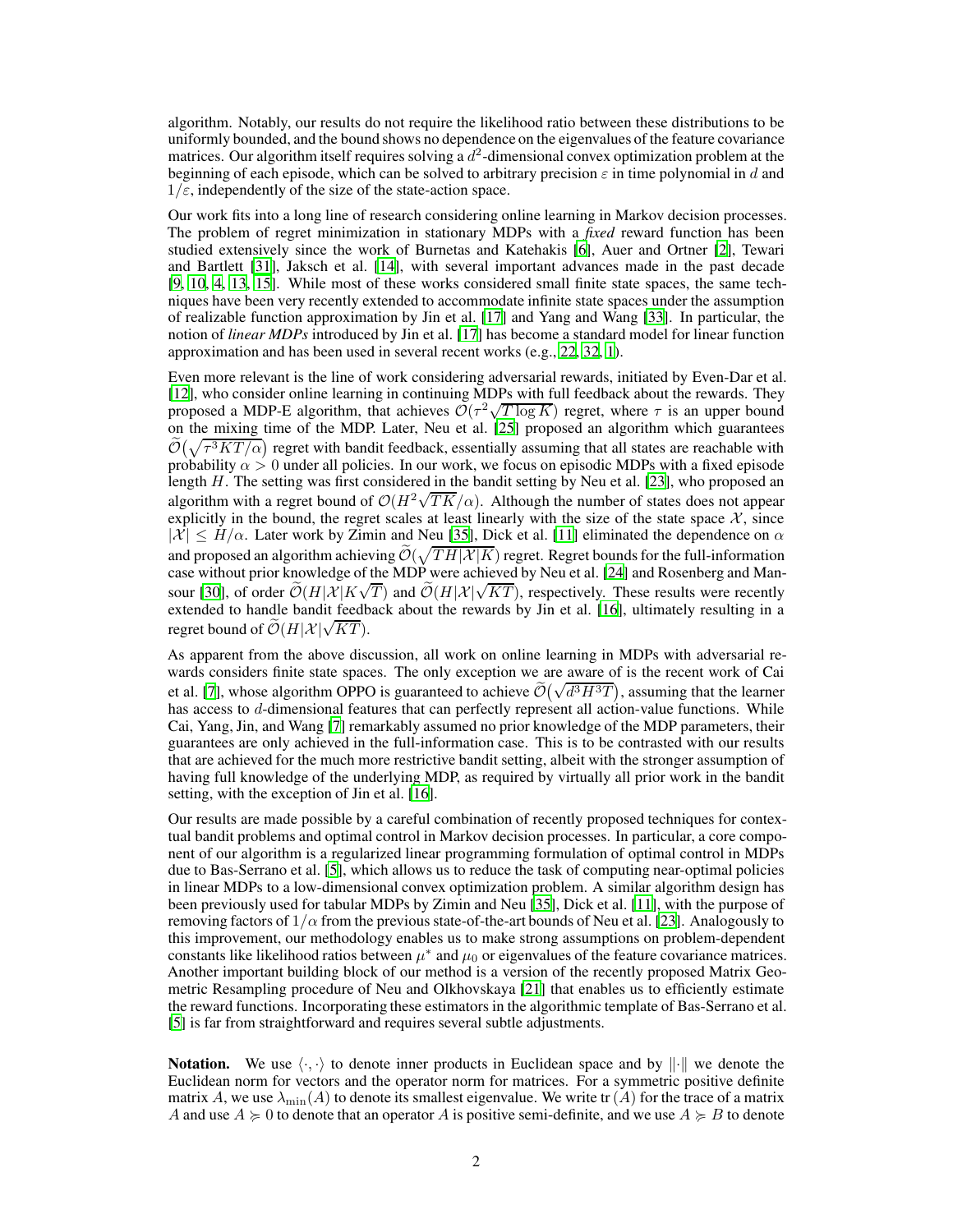algorithm. Notably, our results do not require the likelihood ratio between these distributions to be uniformly bounded, and the bound shows no dependence on the eigenvalues of the feature covariance matrices. Our algorithm itself requires solving a $d^2$-dimensional convex optimization problem at the beginning of each episode, which can be solved to arbitrary precision $\varepsilon$ in time polynomial in $d$ and $1/\varepsilon$, independently of the size of the state-action space.

Our work fits into a long line of research considering online learning in Markov decision processes. The problem of regret minimization in stationary MDPs with a *fixed* reward function has been studied extensively since the work of Burnetas and Katehakis [6], Auer and Ortner [2], Tewari and Bartlett [31], Jaksch et al. [14], with several important advances made in the past decade [9, 10, 4, 13, 15]. While most of these works considered small finite state spaces, the same techniques have been very recently extended to accommodate infinite state spaces under the assumption of realizable function approximation by Jin et al. [17] and Yang and Wang [33]. In particular, the notion of *linear MDPs* introduced by Jin et al. [17] has become a standard model for linear function approximation and has been used in several recent works (e.g., [22, 32, 1]).

Even more relevant is the line of work considering adversarial rewards, initiated by Even-Dar et al. [12], who consider online learning in continuing MDPs with full feedback about the rewards. They proposed a MDP-E algorithm, that achieves $\mathcal{O}(\tau^2\sqrt{T\log K})$ regret, where $\tau$ is an upper bound on the mixing time of the MDP. Later, Neu et al. [25] proposed an algorithm which guarantees $\widetilde{\mathcal{O}}\big(\sqrt{\tau^3 KT/\alpha}\big)$ regret with bandit feedback, essentially assuming that all states are reachable with probability $\alpha > 0$ under all policies. In our work, we focus on episodic MDPs with a fixed episode length $H$. The setting was first considered in the bandit setting by Neu et al. [23], who proposed an algorithm with a regret bound of $\mathcal{O}(H^2\sqrt{TK}/\alpha)$. Although the number of states does not appear explicitly in the bound, the regret scales at least linearly with the size of the state space $\mathcal{X}$, since $|\mathcal{X}| \le H/\alpha$. Later work by Zimin and Neu [35], Dick et al. [11] eliminated the dependence on $\alpha$ and proposed an algorithm achieving $\widetilde{\mathcal{O}}(\sqrt{TH|\mathcal{X}|K})$ regret. Regret bounds for the full-information case without prior knowledge of the MDP were achieved by Neu et al. [24] and Rosenberg and Mansour [30], of order $\widetilde{\mathcal{O}}(H|\mathcal{X}|K\sqrt{T})$ and $\widetilde{\mathcal{O}}(H|\mathcal{X}|\sqrt{KT})$, respectively. These results were recently extended to handle bandit feedback about the rewards by Jin et al. [16], ultimately resulting in a regret bound of $\widetilde{\mathcal{O}}(H|\mathcal{X}|\sqrt{KT})$.

As apparent from the above discussion, all work on online learning in MDPs with adversarial rewards considers finite state spaces. The only exception we are aware of is the recent work of Cai et al. [7], whose algorithm OPPO is guaranteed to achieve $\widetilde{\mathcal{O}}\big(\sqrt{d^3H^3T}\big)$, assuming that the learner has access to $d$-dimensional features that can perfectly represent all action-value functions. While Cai, Yang, Jin, and Wang [7] remarkably assumed no prior knowledge of the MDP parameters, their guarantees are only achieved in the full-information case. This is to be contrasted with our results that are achieved for the much more restrictive bandit setting, albeit with the stronger assumption of having full knowledge of the underlying MDP, as required by virtually all prior work in the bandit setting, with the exception of Jin et al. [16].

Our results are made possible by a careful combination of recently proposed techniques for contextual bandit problems and optimal control in Markov decision processes. In particular, a core component of our algorithm is a regularized linear programming formulation of optimal control in MDPs due to Bas-Serrano et al. [5], which allows us to reduce the task of computing near-optimal policies in linear MDPs to a low-dimensional convex optimization problem. A similar algorithm design has been previously used for tabular MDPs by Zimin and Neu [35], Dick et al. [11], with the purpose of removing factors of $1/\alpha$ from the previous state-of-the-art bounds of Neu et al. [23]. Analogously to this improvement, our methodology enables us to make strong assumptions on problem-dependent constants like likelihood ratios between $\mu^*$ and $\mu_0$ or eigenvalues of the feature covariance matrices. Another important building block of our method is a version of the recently proposed Matrix Geometric Resampling procedure of Neu and Olkhovskaya [21] that enables us to efficiently estimate the reward functions. Incorporating these estimators in the algorithmic template of Bas-Serrano et al. [5] is far from straightforward and requires several subtle adjustments.

**Notation.** We use $\langle\cdot,\cdot\rangle$ to denote inner products in Euclidean space and by $\|\cdot\|$ we denote the Euclidean norm for vectors and the operator norm for matrices. For a symmetric positive definite matrix $A$, we use $\lambda_{\min}(A)$ to denote its smallest eigenvalue. We write $\operatorname{tr}(A)$ for the trace of a matrix $A$ and use $A \succcurlyeq 0$ to denote that an operator $A$ is positive semi-definite, and we use $A \succcurlyeq B$ to denote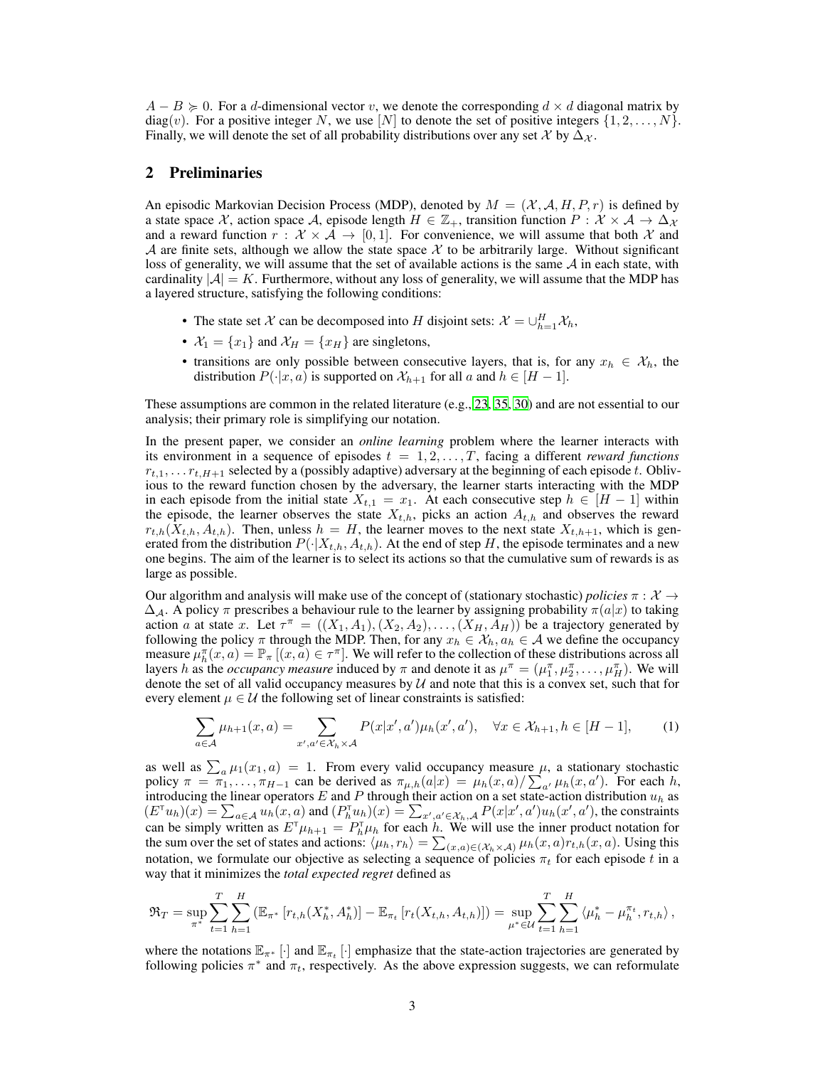$A - B \succcurlyeq 0$. For a $d$-dimensional vector $v$, we denote the corresponding $d \times d$ diagonal matrix by $\operatorname{diag}(v)$. For a positive integer $N$, we use $[N]$ to denote the set of positive integers $\{1, 2, \dots, N\}$. Finally, we will denote the set of all probability distributions over any set $\mathcal{X}$ by $\Delta_{\mathcal{X}}$.

## 2 Preliminaries

An episodic Markovian Decision Process (MDP), denoted by $M = (\mathcal{X}, \mathcal{A}, H, P, r)$ is defined by a state space $\mathcal{X}$, action space $\mathcal{A}$, episode length $H \in \mathbb{Z}_+$, transition function $P : \mathcal{X} \times \mathcal{A} \to \Delta_{\mathcal{X}}$ and a reward function $r : \mathcal{X} \times \mathcal{A} \to [0, 1]$. For convenience, we will assume that both $\mathcal{X}$ and $\mathcal{A}$ are finite sets, although we allow the state space $\mathcal{X}$ to be arbitrarily large. Without significant loss of generality, we will assume that the set of available actions is the same $\mathcal{A}$ in each state, with cardinality $|\mathcal{A}| = K$. Furthermore, without any loss of generality, we will assume that the MDP has a layered structure, satisfying the following conditions:

- The state set $\mathcal{X}$ can be decomposed into $H$ disjoint sets: $\mathcal{X} = \cup_{h=1}^{H} \mathcal{X}_h$,
- $\mathcal{X}_1 = \{x_1\}$ and $\mathcal{X}_H = \{x_H\}$ are singletons,
- transitions are only possible between consecutive layers, that is, for any $x_h \in \mathcal{X}_h$, the distribution $P(\cdot|x, a)$ is supported on $\mathcal{X}_{h+1}$ for all $a$ and $h \in [H-1]$.

These assumptions are common in the related literature (e.g., [23, 35, 30]) and are not essential to our analysis; their primary role is simplifying our notation.

In the present paper, we consider an *online learning* problem where the learner interacts with its environment in a sequence of episodes $t = 1, 2, \dots, T$, facing a different *reward functions* $r_{t,1}, \dots r_{t,H+1}$ selected by a (possibly adaptive) adversary at the beginning of each episode $t$. Oblivious to the reward function chosen by the adversary, the learner starts interacting with the MDP in each episode from the initial state $X_{t,1} = x_1$. At each consecutive step $h \in [H-1]$ within the episode, the learner observes the state $X_{t,h}$, picks an action $A_{t,h}$ and observes the reward $r_{t,h}(X_{t,h}, A_{t,h})$. Then, unless $h = H$, the learner moves to the next state $X_{t,h+1}$, which is generated from the distribution $P(\cdot|X_{t,h}, A_{t,h})$. At the end of step $H$, the episode terminates and a new one begins. The aim of the learner is to select its actions so that the cumulative sum of rewards is as large as possible.

Our algorithm and analysis will make use of the concept of (stationary stochastic) *policies* $\pi : \mathcal{X} \to \Delta_{\mathcal{A}}$. A policy $\pi$ prescribes a behaviour rule to the learner by assigning probability $\pi(a|x)$ to taking action $a$ at state $x$. Let $\tau^\pi = ((X_1, A_1), (X_2, A_2), \dots, (X_H, A_H))$ be a trajectory generated by following the policy $\pi$ through the MDP. Then, for any $x_h \in \mathcal{X}_h, a_h \in \mathcal{A}$ we define the occupancy measure $\mu_h^\pi(x, a) = \mathbb{P}_\pi\left[(x, a) \in \tau^\pi\right]$. We will refer to the collection of these distributions across all layers $h$ as the *occupancy measure* induced by $\pi$ and denote it as $\mu^\pi = (\mu_1^\pi, \mu_2^\pi, \dots, \mu_H^\pi)$. We will denote the set of all valid occupancy measures by $\mathcal{U}$ and note that this is a convex set, such that for every element $\mu \in \mathcal{U}$ the following set of linear constraints is satisfied:

$$\sum_{a \in \mathcal{A}} \mu_{h+1}(x, a) = \sum_{x', a' \in \mathcal{X}_h \times \mathcal{A}} P(x|x', a') \mu_h(x', a'), \quad \forall x \in \mathcal{X}_{h+1}, h \in [H-1], \tag{1}$$

as well as $\sum_a \mu_1(x_1, a) = 1$. From every valid occupancy measure $\mu$, a stationary stochastic policy $\pi = \pi_1, \dots, \pi_{H-1}$ can be derived as $\pi_{\mu,h}(a|x) = \mu_h(x, a) / \sum_{a'} \mu_h(x, a')$. For each $h$, introducing the linear operators $E$ and $P$ through their action on a set state-action distribution $u_h$ as $(E^\intercal u_h)(x) = \sum_{a \in \mathcal{A}} u_h(x, a)$ and $(P_h^\intercal u_h)(x) = \sum_{x', a' \in \mathcal{X}_h, \mathcal{A}} P(x|x', a') u_h(x', a')$, the constraints can be simply written as $E^\intercal \mu_{h+1} = P_h^\intercal \mu_h$ for each $h$. We will use the inner product notation for the sum over the set of states and actions: $\langle \mu_h, r_h \rangle = \sum_{(x,a) \in (\mathcal{X}_h \times \mathcal{A})} \mu_h(x, a) r_{t,h}(x, a)$. Using this notation, we formulate our objective as selecting a sequence of policies $\pi_t$ for each episode $t$ in a way that it minimizes the *total expected regret* defined as

$$\mathfrak{R}_T = \sup_{\pi^*} \sum_{t=1}^{T} \sum_{h=1}^{H} \left( \mathbb{E}_{\pi^*}\left[ r_{t,h}(X_h^*, A_h^*) \right] - \mathbb{E}_{\pi_t}\left[ r_t(X_{t,h}, A_{t,h}) \right] \right) = \sup_{\mu^* \in \mathcal{U}} \sum_{t=1}^{T} \sum_{h=1}^{H} \left\langle \mu_h^* - \mu_h^{\pi_t}, r_{t,h} \right\rangle,$$

where the notations $\mathbb{E}_{\pi^*}\left[\cdot\right]$ and $\mathbb{E}_{\pi_t}\left[\cdot\right]$ emphasize that the state-action trajectories are generated by following policies $\pi^*$ and $\pi_t$, respectively. As the above expression suggests, we can reformulate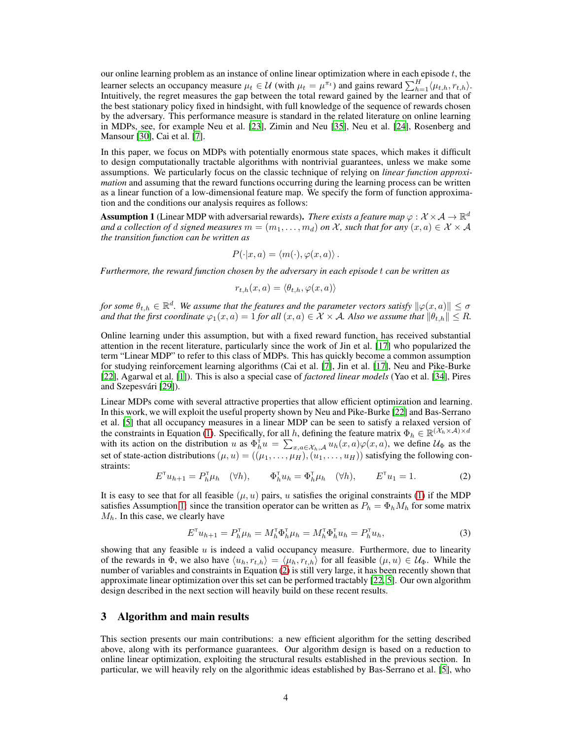our online learning problem as an instance of online linear optimization where in each episode $t$, the learner selects an occupancy measure $\mu_t \in \mathcal{U}$ (with $\mu_t = \mu^{\pi_t}$) and gains reward $\sum_{h=1}^{H} \langle \mu_{t,h}, r_{t,h} \rangle$. Intuitively, the regret measures the gap between the total reward gained by the learner and that of the best stationary policy fixed in hindsight, with full knowledge of the sequence of rewards chosen by the adversary. This performance measure is standard in the related literature on online learning in MDPs, see, for example Neu et al. [23], Zimin and Neu [35], Neu et al. [24], Rosenberg and Mansour [30], Cai et al. [7].

In this paper, we focus on MDPs with potentially enormous state spaces, which makes it difficult to design computationally tractable algorithms with nontrivial guarantees, unless we make some assumptions. We particularly focus on the classic technique of relying on *linear function approximation* and assuming that the reward functions occurring during the learning process can be written as a linear function of a low-dimensional feature map. We specify the form of function approximation and the conditions our analysis requires as follows:

**Assumption 1** (Linear MDP with adversarial rewards). *There exists a feature map $\varphi : \mathcal{X} \times \mathcal{A} \to \mathbb{R}^d$ and a collection of $d$ signed measures $m = (m_1, \dots, m_d)$ on $\mathcal{X}$, such that for any $(x, a) \in \mathcal{X} \times \mathcal{A}$ the transition function can be written as*

$$P(\cdot|x, a) = \langle m(\cdot), \varphi(x, a) \rangle .$$

*Furthermore, the reward function chosen by the adversary in each episode $t$ can be written as*

$$r_{t,h}(x, a) = \langle \theta_{t,h}, \varphi(x, a) \rangle$$

*for some $\theta_{t,h} \in \mathbb{R}^d$. We assume that the features and the parameter vectors satisfy $\|\varphi(x, a)\| \leq \sigma$ and that the first coordinate $\varphi_1(x, a) = 1$ for all $(x, a) \in \mathcal{X} \times \mathcal{A}$. Also we assume that $\|\theta_{t,h}\| \leq R$.*

Online learning under this assumption, but with a fixed reward function, has received substantial attention in the recent literature, particularly since the work of Jin et al. [17] who popularized the term "Linear MDP" to refer to this class of MDPs. This has quickly become a common assumption for studying reinforcement learning algorithms (Cai et al. [7], Jin et al. [17], Neu and Pike-Burke [22], Agarwal et al. [1]). This is also a special case of *factored linear models* (Yao et al. [34], Pires and Szepesvári [29]).

Linear MDPs come with several attractive properties that allow efficient optimization and learning. In this work, we will exploit the useful property shown by Neu and Pike-Burke [22] and Bas-Serrano et al. [5] that all occupancy measures in a linear MDP can be seen to satisfy a relaxed version of the constraints in Equation (1). Specifically, for all $h$, defining the feature matrix $\Phi_h \in \mathbb{R}^{(\mathcal{X}_h \times \mathcal{A}) \times d}$ with its action on the distribution $u$ as $\Phi_h^\mathsf{T} u = \sum_{x,a \in \mathcal{X}_h, \mathcal{A}} u_h(x, a) \varphi(x, a)$, we define $\mathcal{U}_\Phi$ as the set of state-action distributions $(\mu, u) = ((\mu_1, \dots, \mu_H), (u_1, \dots, u_H))$ satisfying the following constraints:

$$E^\mathsf{T} u_{h+1} = P_h^\mathsf{T} \mu_h \quad (\forall h), \qquad \Phi_h^\mathsf{T} u_h = \Phi_h^\mathsf{T} \mu_h \quad (\forall h), \qquad E^\mathsf{T} u_1 = 1. \tag{2}$$

It is easy to see that for all feasible $(\mu, u)$ pairs, $u$ satisfies the original constraints (1) if the MDP satisfies Assumption 1: since the transition operator can be written as $P_h = \Phi_h M_h$ for some matrix $M_h$. In this case, we clearly have

$$E^\mathsf{T} u_{h+1} = P_h^\mathsf{T} \mu_h = M_h^\mathsf{T} \Phi_h^\mathsf{T} \mu_h = M_h^\mathsf{T} \Phi_h^\mathsf{T} u_h = P_h^\mathsf{T} u_h, \tag{3}$$

showing that any feasible $u$ is indeed a valid occupancy measure. Furthermore, due to linearity of the rewards in $\Phi$, we also have $\langle u_h, r_{t,h} \rangle = \langle \mu_h, r_{t,h} \rangle$ for all feasible $(\mu, u) \in \mathcal{U}_\Phi$. While the number of variables and constraints in Equation (2) is still very large, it has been recently shown that approximate linear optimization over this set can be performed tractably [22, 5]. Our own algorithm design described in the next section will heavily build on these recent results.

## 3 Algorithm and main results

This section presents our main contributions: a new efficient algorithm for the setting described above, along with its performance guarantees. Our algorithm design is based on a reduction to online linear optimization, exploiting the structural results established in the previous section. In particular, we will heavily rely on the algorithmic ideas established by Bas-Serrano et al. [5], who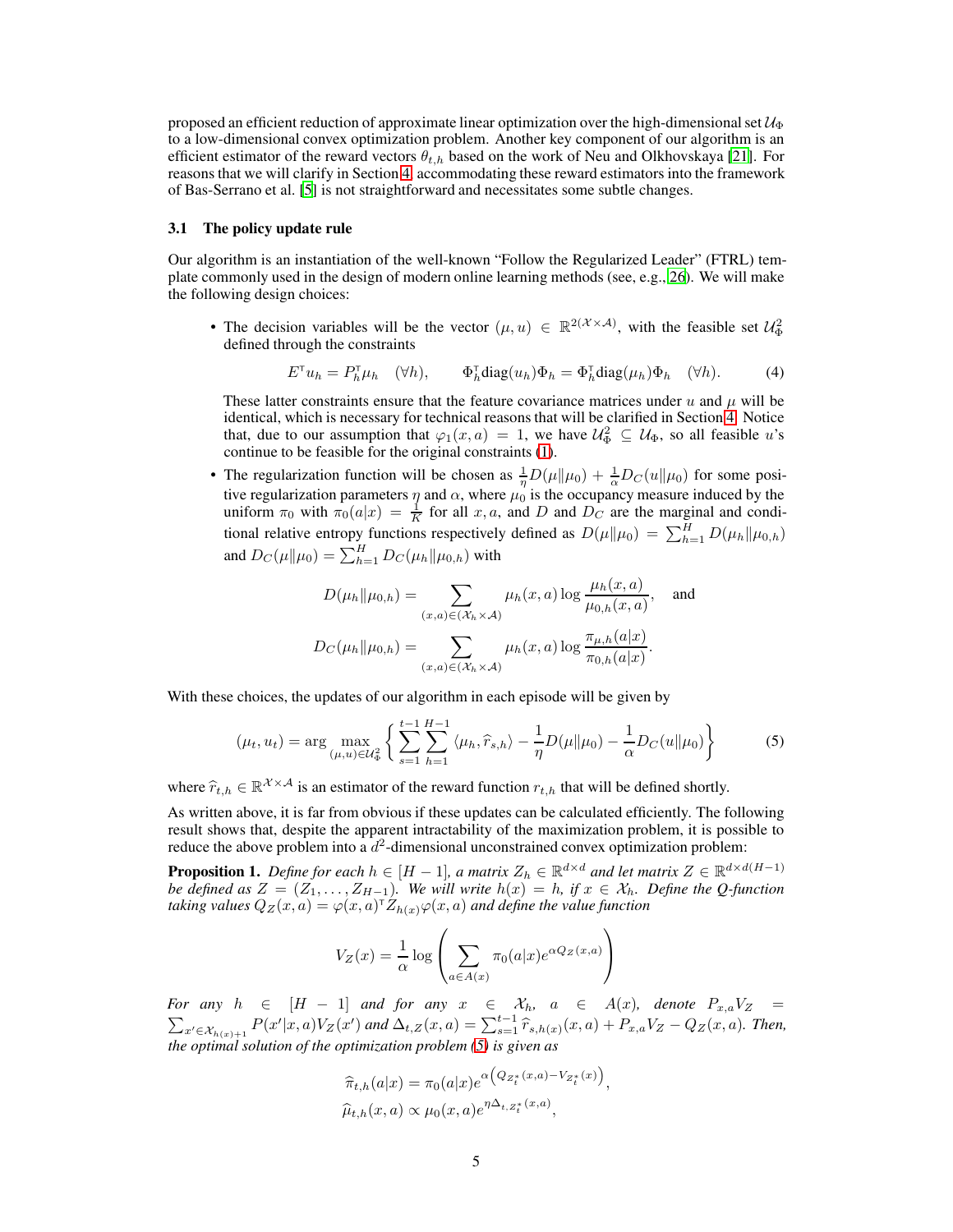proposed an efficient reduction of approximate linear optimization over the high-dimensional set $\mathcal{U}_\Phi$ to a low-dimensional convex optimization problem. Another key component of our algorithm is an efficient estimator of the reward vectors $\theta_{t,h}$ based on the work of Neu and Olkhovskaya [21]. For reasons that we will clarify in Section 4, accommodating these reward estimators into the framework of Bas-Serrano et al. [5] is not straightforward and necessitates some subtle changes.

### 3.1 The policy update rule

Our algorithm is an instantiation of the well-known "Follow the Regularized Leader" (FTRL) template commonly used in the design of modern online learning methods (see, e.g., 26). We will make the following design choices:

- The decision variables will be the vector $(\mu, u) \in \mathbb{R}^{2(\mathcal{X}\times\mathcal{A})}$, with the feasible set $\mathcal{U}_\Phi^2$ defined through the constraints

$$E^\intercal u_h = P_h^\intercal \mu_h \quad (\forall h), \qquad \Phi_h^\intercal \text{diag}(u_h)\Phi_h = \Phi_h^\intercal \text{diag}(\mu_h)\Phi_h \quad (\forall h). \tag{4}$$

  These latter constraints ensure that the feature covariance matrices under $u$ and $\mu$ will be identical, which is necessary for technical reasons that will be clarified in Section 4. Notice that, due to our assumption that $\varphi_1(x,a) = 1$, we have $\mathcal{U}_\Phi^2 \subseteq \mathcal{U}_\Phi$, so all feasible $u$'s continue to be feasible for the original constraints (1).

- The regularization function will be chosen as $\frac{1}{\eta}D(\mu\|\mu_0) + \frac{1}{\alpha}D_C(u\|\mu_0)$ for some positive regularization parameters $\eta$ and $\alpha$, where $\mu_0$ is the occupancy measure induced by the uniform $\pi_0$ with $\pi_0(a|x) = \frac{1}{K}$ for all $x, a$, and $D$ and $D_C$ are the marginal and conditional relative entropy functions respectively defined as $D(\mu\|\mu_0) = \sum_{h=1}^H D(\mu_h\|\mu_{0,h})$ and $D_C(\mu\|\mu_0) = \sum_{h=1}^H D_C(\mu_h\|\mu_{0,h})$ with

$$D(\mu_h\|\mu_{0,h}) = \sum_{(x,a)\in(\mathcal{X}_h\times\mathcal{A})} \mu_h(x,a)\log\frac{\mu_h(x,a)}{\mu_{0,h}(x,a)}, \quad \text{and}$$

$$D_C(\mu_h\|\mu_{0,h}) = \sum_{(x,a)\in(\mathcal{X}_h\times\mathcal{A})} \mu_h(x,a)\log\frac{\pi_{\mu,h}(a|x)}{\pi_{0,h}(a|x)}.$$

With these choices, the updates of our algorithm in each episode will be given by

$$(\mu_t, u_t) = \arg\max_{(\mu,u)\in\mathcal{U}_\Phi^2} \left\{ \sum_{s=1}^{t-1}\sum_{h=1}^{H-1} \langle \mu_h, \widehat{r}_{s,h}\rangle - \frac{1}{\eta}D(\mu\|\mu_0) - \frac{1}{\alpha}D_C(u\|\mu_0) \right\} \tag{5}$$

where $\widehat{r}_{t,h} \in \mathbb{R}^{\mathcal{X}\times\mathcal{A}}$ is an estimator of the reward function $r_{t,h}$ that will be defined shortly.

As written above, it is far from obvious if these updates can be calculated efficiently. The following result shows that, despite the apparent intractability of the maximization problem, it is possible to reduce the above problem into a $d^2$-dimensional unconstrained convex optimization problem:

**Proposition 1.** *Define for each $h \in [H-1]$, a matrix $Z_h \in \mathbb{R}^{d\times d}$ and let matrix $Z \in \mathbb{R}^{d\times d(H-1)}$ be defined as $Z = (Z_1, \ldots, Z_{H-1})$. We will write $h(x) = h$, if $x \in \mathcal{X}_h$. Define the Q-function taking values $Q_Z(x,a) = \varphi(x,a)^\intercal Z_{h(x)}\varphi(x,a)$ and define the value function*

$$V_Z(x) = \frac{1}{\alpha}\log\left(\sum_{a\in A(x)} \pi_0(a|x)e^{\alpha Q_Z(x,a)}\right)$$

*For any $h \in [H-1]$ and for any $x \in \mathcal{X}_h$, $a \in A(x)$, denote $P_{x,a}V_Z = \sum_{x'\in\mathcal{X}_{h(x)+1}} P(x'|x,a)V_Z(x')$ and $\Delta_{t,Z}(x,a) = \sum_{s=1}^{t-1}\widehat{r}_{s,h(x)}(x,a) + P_{x,a}V_Z - Q_Z(x,a)$. Then, the optimal solution of the optimization problem (5) is given as*

$$\widehat{\pi}_{t,h}(a|x) = \pi_0(a|x)e^{\alpha\left(Q_{Z_t^*}(x,a) - V_{Z_t^*}(x)\right)},$$
$$\widehat{\mu}_{t,h}(x,a) \propto \mu_0(x,a)e^{\eta\Delta_{t,Z_t^*}(x,a)},$$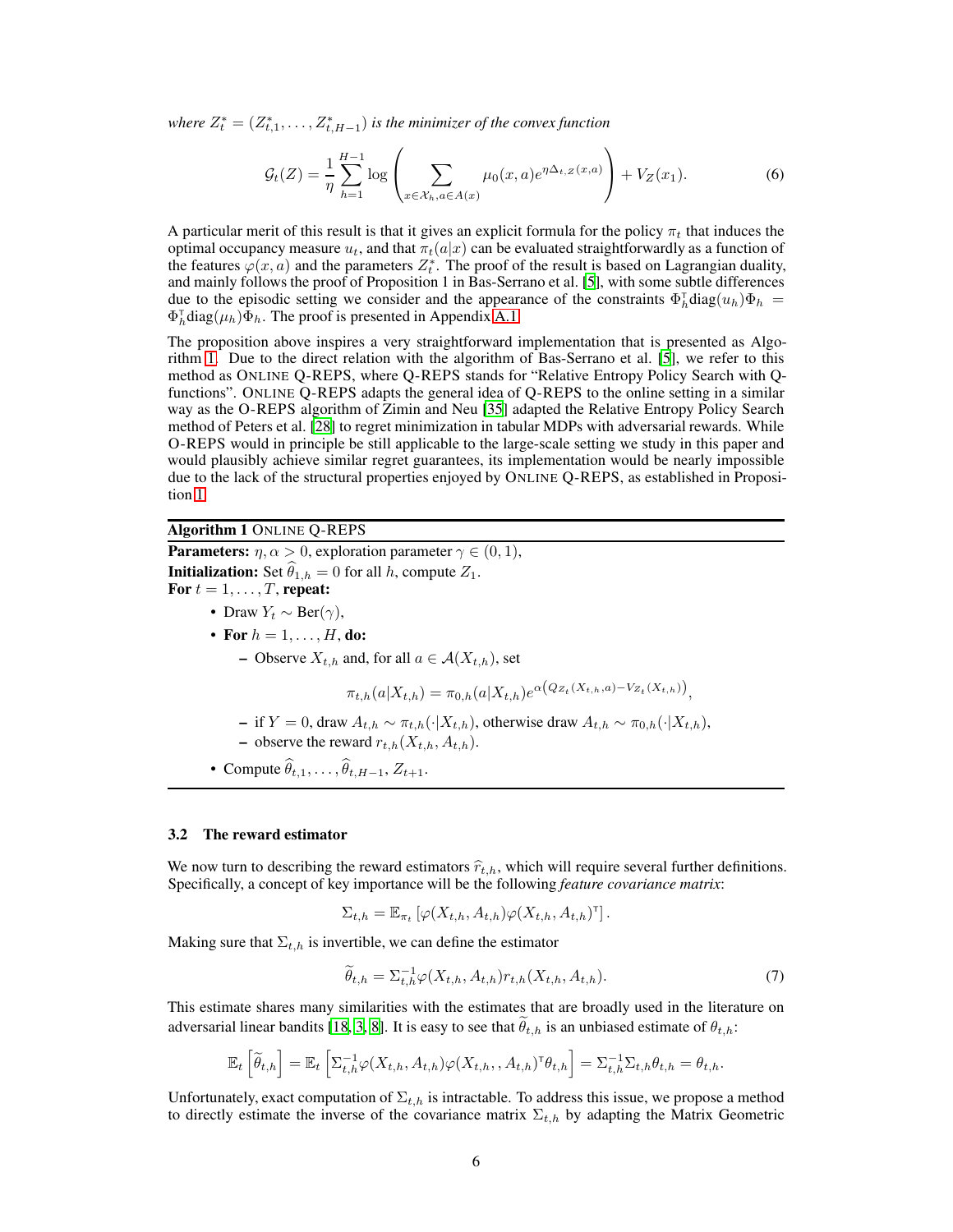*where* $Z_t^* = (Z_{t,1}^*, \dots, Z_{t,H-1}^*)$ *is the minimizer of the convex function*

$$\mathcal{G}_t(Z) = \frac{1}{\eta} \sum_{h=1}^{H-1} \log \left( \sum_{x \in \mathcal{X}_h, a \in A(x)} \mu_0(x,a) e^{\eta \Delta_{t,Z}(x,a)} \right) + V_Z(x_1). \tag{6}$$

A particular merit of this result is that it gives an explicit formula for the policy $\pi_t$ that induces the optimal occupancy measure $u_t$, and that $\pi_t(a|x)$ can be evaluated straightforwardly as a function of the features $\varphi(x,a)$ and the parameters $Z_t^*$. The proof of the result is based on Lagrangian duality, and mainly follows the proof of Proposition 1 in Bas-Serrano et al. [5], with some subtle differences due to the episodic setting we consider and the appearance of the constraints $\Phi_h^\mathsf{T} \text{diag}(u_h) \Phi_h = \Phi_h^\mathsf{T} \text{diag}(\mu_h) \Phi_h$. The proof is presented in Appendix A.1.

The proposition above inspires a very straightforward implementation that is presented as Algorithm 1. Due to the direct relation with the algorithm of Bas-Serrano et al. [5], we refer to this method as ONLINE Q-REPS, where Q-REPS stands for "Relative Entropy Policy Search with Q-functions". ONLINE Q-REPS adapts the general idea of Q-REPS to the online setting in a similar way as the O-REPS algorithm of Zimin and Neu [35] adapted the Relative Entropy Policy Search method of Peters et al. [28] to regret minimization in tabular MDPs with adversarial rewards. While O-REPS would in principle be still applicable to the large-scale setting we study in this paper and would plausibly achieve similar regret guarantees, its implementation would be nearly impossible due to the lack of the structural properties enjoyed by ONLINE Q-REPS, as established in Proposition 1.

**Algorithm 1** ONLINE Q-REPS

**Parameters:** $\eta, \alpha > 0$, exploration parameter $\gamma \in (0,1)$,
**Initialization:** Set $\widehat{\theta}_{1,h} = 0$ for all $h$, compute $Z_1$.
**For** $t = 1, \dots, T$, **repeat:**

- Draw $Y_t \sim \text{Ber}(\gamma)$,
- **For** $h = 1, \dots, H$, **do:**
  - Observe $X_{t,h}$ and, for all $a \in \mathcal{A}(X_{t,h})$, set

    $$\pi_{t,h}(a|X_{t,h}) = \pi_{0,h}(a|X_{t,h}) e^{\alpha \left( Q_{Z_t}(X_{t,h},a) - V_{Z_t}(X_{t,h}) \right)},$$

  - if $Y = 0$, draw $A_{t,h} \sim \pi_{t,h}(\cdot|X_{t,h})$, otherwise draw $A_{t,h} \sim \pi_{0,h}(\cdot|X_{t,h})$,
  - observe the reward $r_{t,h}(X_{t,h}, A_{t,h})$.
- Compute $\widehat{\theta}_{t,1}, \dots, \widehat{\theta}_{t,H-1}, Z_{t+1}$.

### 3.2 The reward estimator

We now turn to describing the reward estimators $\widehat{r}_{t,h}$, which will require several further definitions. Specifically, a concept of key importance will be the following *feature covariance matrix*:

$$\Sigma_{t,h} = \mathbb{E}_{\pi_t} \left[ \varphi(X_{t,h}, A_{t,h}) \varphi(X_{t,h}, A_{t,h})^\mathsf{T} \right].$$

Making sure that $\Sigma_{t,h}$ is invertible, we can define the estimator

$$\widetilde{\theta}_{t,h} = \Sigma_{t,h}^{-1} \varphi(X_{t,h}, A_{t,h}) r_{t,h}(X_{t,h}, A_{t,h}). \tag{7}$$

This estimate shares many similarities with the estimates that are broadly used in the literature on adversarial linear bandits [18, 3, 8]. It is easy to see that $\widetilde{\theta}_{t,h}$ is an unbiased estimate of $\theta_{t,h}$:

$$\mathbb{E}_t \left[ \widetilde{\theta}_{t,h} \right] = \mathbb{E}_t \left[ \Sigma_{t,h}^{-1} \varphi(X_{t,h}, A_{t,h}) \varphi(X_{t,h},, A_{t,h})^\mathsf{T} \theta_{t,h} \right] = \Sigma_{t,h}^{-1} \Sigma_{t,h} \theta_{t,h} = \theta_{t,h}.$$

Unfortunately, exact computation of $\Sigma_{t,h}$ is intractable. To address this issue, we propose a method to directly estimate the inverse of the covariance matrix $\Sigma_{t,h}$ by adapting the Matrix Geometric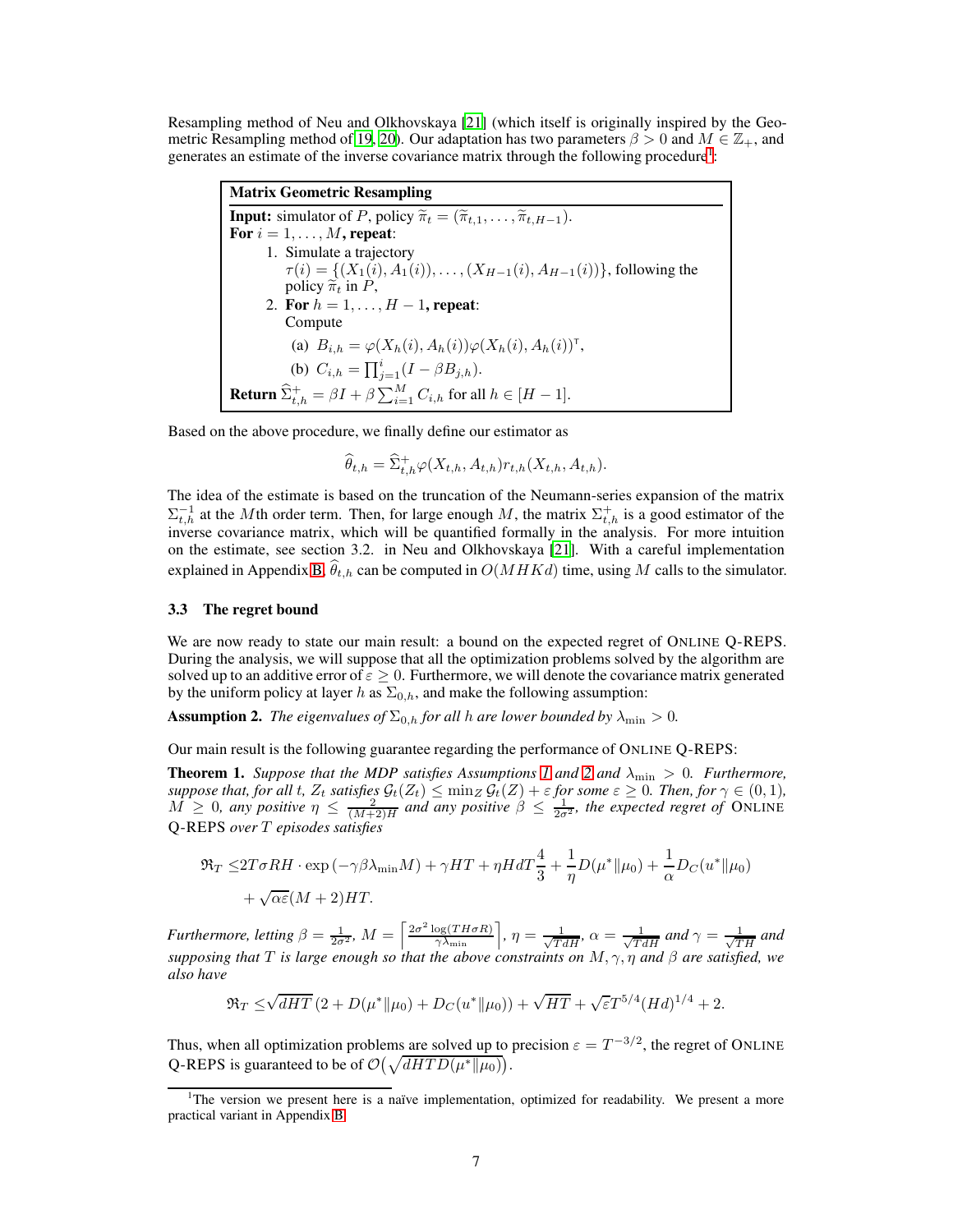Resampling method of Neu and Olkhovskaya [21] (which itself is originally inspired by the Geometric Resampling method of [19, 20]). Our adaptation has two parameters $\beta > 0$ and $M \in \mathbb{Z}_+$, and generates an estimate of the inverse covariance matrix through the following procedure[1]:

> **Matrix Geometric Resampling**
>
> **Input:** simulator of $P$, policy $\widetilde{\pi}_t = (\widetilde{\pi}_{t,1}, \ldots, \widetilde{\pi}_{t,H-1})$.
>
> **For** $i = 1, \ldots, M$**, repeat**:
>
> 1. Simulate a trajectory $\tau(i) = \{(X_1(i), A_1(i)), \ldots, (X_{H-1}(i), A_{H-1}(i))\}$, following the policy $\widetilde{\pi}_t$ in $P$,
> 2. **For** $h = 1, \ldots, H-1$**, repeat**: Compute
>    (a) $B_{i,h} = \varphi(X_h(i), A_h(i))\varphi(X_h(i), A_h(i))^\intercal$,
>    (b) $C_{i,h} = \prod_{j=1}^{i}(I - \beta B_{j,h})$.
>
> **Return** $\widehat{\Sigma}^+_{t,h} = \beta I + \beta \sum_{i=1}^{M} C_{i,h}$ for all $h \in [H-1]$.

Based on the above procedure, we finally define our estimator as

$$\widehat{\theta}_{t,h} = \widehat{\Sigma}^+_{t,h}\varphi(X_{t,h}, A_{t,h})r_{t,h}(X_{t,h}, A_{t,h}).$$

The idea of the estimate is based on the truncation of the Neumann-series expansion of the matrix $\Sigma^{-1}_{t,h}$ at the $M$th order term. Then, for large enough $M$, the matrix $\Sigma^+_{t,h}$ is a good estimator of the inverse covariance matrix, which will be quantified formally in the analysis. For more intuition on the estimate, see section 3.2. in Neu and Olkhovskaya [21]. With a careful implementation explained in Appendix B, $\widehat{\theta}_{t,h}$ can be computed in $O(MHKd)$ time, using $M$ calls to the simulator.

### 3.3 The regret bound

We are now ready to state our main result: a bound on the expected regret of ONLINE Q-REPS. During the analysis, we will suppose that all the optimization problems solved by the algorithm are solved up to an additive error of $\varepsilon \geq 0$. Furthermore, we will denote the covariance matrix generated by the uniform policy at layer $h$ as $\Sigma_{0,h}$, and make the following assumption:

**Assumption 2.** *The eigenvalues of $\Sigma_{0,h}$ for all $h$ are lower bounded by $\lambda_{\min} > 0$.*

Our main result is the following guarantee regarding the performance of ONLINE Q-REPS:

**Theorem 1.** *Suppose that the MDP satisfies Assumptions 1 and 2 and $\lambda_{\min} > 0$. Furthermore, suppose that, for all $t$, $Z_t$ satisfies $\mathcal{G}_t(Z_t) \leq \min_Z \mathcal{G}_t(Z) + \varepsilon$ for some $\varepsilon \geq 0$. Then, for $\gamma \in (0, 1)$, $M \geq 0$, any positive $\eta \leq \frac{2}{(M+2)H}$ and any positive $\beta \leq \frac{1}{2\sigma^2}$, the expected regret of ONLINE Q-REPS over $T$ episodes satisfies*

$$\begin{aligned}\mathfrak{R}_T \leq & 2T\sigma RH \cdot \exp\left(-\gamma\beta\lambda_{\min}M\right) + \gamma HT + \eta HdT\frac{4}{3} + \frac{1}{\eta}D(\mu^*\|\mu_0) + \frac{1}{\alpha}D_C(u^*\|\mu_0) \\ & + \sqrt{\alpha\varepsilon}(M+2)HT.\end{aligned}$$

*Furthermore, letting $\beta = \frac{1}{2\sigma^2}$, $M = \left\lceil \frac{2\sigma^2 \log(TH\sigma R)}{\gamma\lambda_{\min}} \right\rceil$, $\eta = \frac{1}{\sqrt{TdH}}$, $\alpha = \frac{1}{\sqrt{TdH}}$ and $\gamma = \frac{1}{\sqrt{TH}}$ and supposing that $T$ is large enough so that the above constraints on $M, \gamma, \eta$ and $\beta$ are satisfied, we also have*

$$\mathfrak{R}_T \leq \sqrt{dHT}\left(2 + D(\mu^*\|\mu_0) + D_C(u^*\|\mu_0)\right) + \sqrt{HT} + \sqrt{\varepsilon}T^{5/4}(Hd)^{1/4} + 2.$$

Thus, when all optimization problems are solved up to precision $\varepsilon = T^{-3/2}$, the regret of ONLINE Q-REPS is guaranteed to be of $\mathcal{O}\big(\sqrt{dHTD(\mu^*\|\mu_0)}\big)$.

---

[1] The version we present here is a naïve implementation, optimized for readability. We present a more practical variant in Appendix B.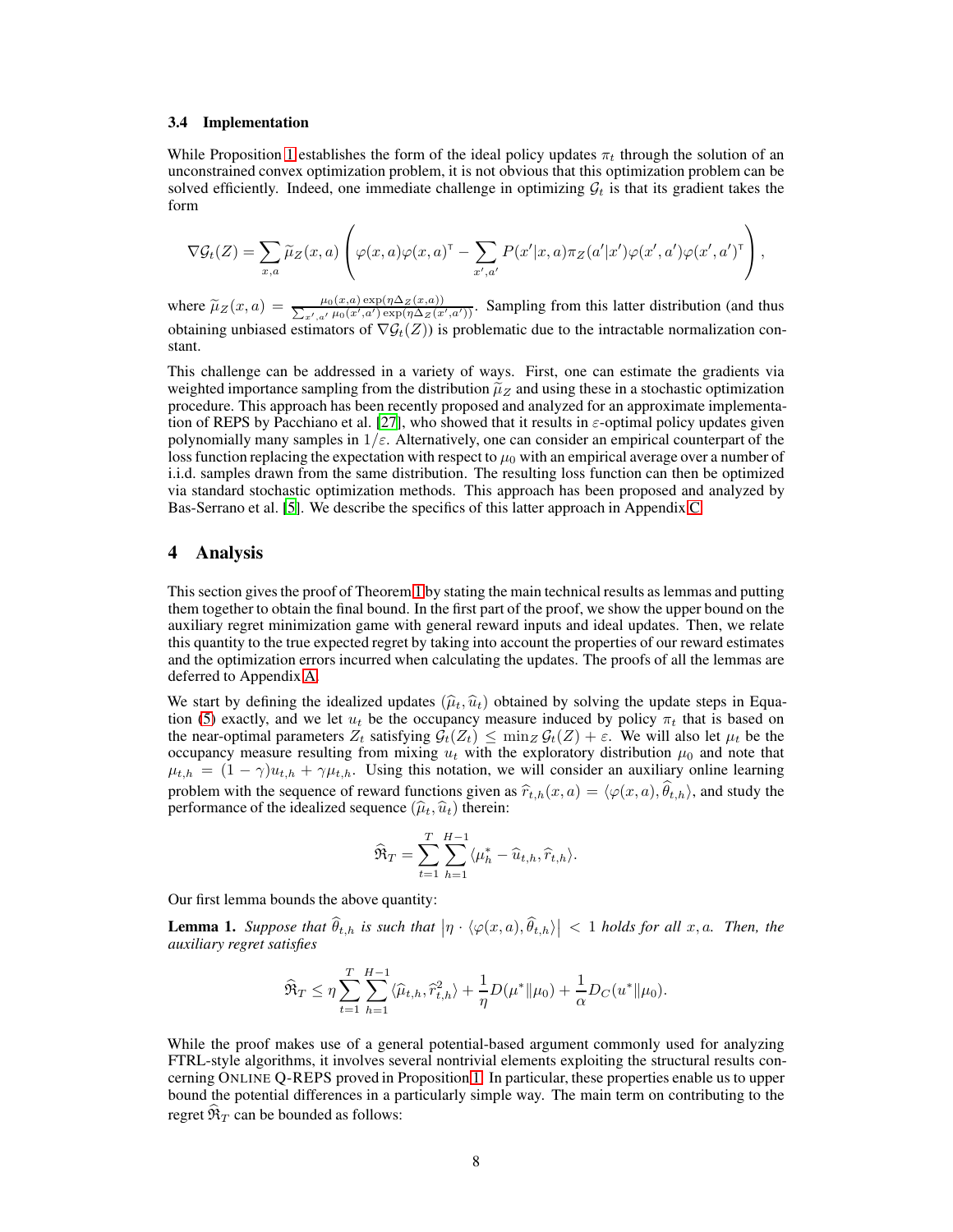### 3.4 Implementation

While Proposition 1 establishes the form of the ideal policy updates $\pi_t$ through the solution of an unconstrained convex optimization problem, it is not obvious that this optimization problem can be solved efficiently. Indeed, one immediate challenge in optimizing $\mathcal{G}_t$ is that its gradient takes the form

$$\nabla \mathcal{G}_t(Z) = \sum_{x,a} \widetilde{\mu}_Z(x,a) \left( \varphi(x,a)\varphi(x,a)^\mathsf{T} - \sum_{x',a'} P(x'|x,a)\pi_Z(a'|x')\varphi(x',a')\varphi(x',a')^\mathsf{T} \right),$$

where $\widetilde{\mu}_Z(x,a) = \frac{\mu_0(x,a)\exp(\eta \Delta_Z(x,a))}{\sum_{x',a'} \mu_0(x',a')\exp(\eta \Delta_Z(x',a'))}$. Sampling from this latter distribution (and thus obtaining unbiased estimators of $\nabla \mathcal{G}_t(Z)$) is problematic due to the intractable normalization constant.

This challenge can be addressed in a variety of ways. First, one can estimate the gradients via weighted importance sampling from the distribution $\widetilde{\mu}_Z$ and using these in a stochastic optimization procedure. This approach has been recently proposed and analyzed for an approximate implementation of REPS by Pacchiano et al. [27], who showed that it results in $\varepsilon$-optimal policy updates given polynomially many samples in $1/\varepsilon$. Alternatively, one can consider an empirical counterpart of the loss function replacing the expectation with respect to $\mu_0$ with an empirical average over a number of i.i.d. samples drawn from the same distribution. The resulting loss function can then be optimized via standard stochastic optimization methods. This approach has been proposed and analyzed by Bas-Serrano et al. [5]. We describe the specifics of this latter approach in Appendix C.

## 4 Analysis

This section gives the proof of Theorem 1 by stating the main technical results as lemmas and putting them together to obtain the final bound. In the first part of the proof, we show the upper bound on the auxiliary regret minimization game with general reward inputs and ideal updates. Then, we relate this quantity to the true expected regret by taking into account the properties of our reward estimates and the optimization errors incurred when calculating the updates. The proofs of all the lemmas are deferred to Appendix A.

We start by defining the idealized updates $(\widehat{\mu}_t, \widehat{u}_t)$ obtained by solving the update steps in Equation (5) exactly, and we let $u_t$ be the occupancy measure induced by policy $\pi_t$ that is based on the near-optimal parameters $Z_t$ satisfying $\mathcal{G}_t(Z_t) \leq \min_Z \mathcal{G}_t(Z) + \varepsilon$. We will also let $\mu_t$ be the occupancy measure resulting from mixing $u_t$ with the exploratory distribution $\mu_0$ and note that $\mu_{t,h} = (1-\gamma)u_{t,h} + \gamma \mu_{t,h}$. Using this notation, we will consider an auxiliary online learning problem with the sequence of reward functions given as $\widehat{r}_{t,h}(x,a) = \langle \varphi(x,a), \widehat{\theta}_{t,h} \rangle$, and study the performance of the idealized sequence $(\widehat{\mu}_t, \widehat{u}_t)$ therein:

$$\widehat{\mathfrak{R}}_T = \sum_{t=1}^{T} \sum_{h=1}^{H-1} \langle \mu_h^* - \widehat{u}_{t,h}, \widehat{r}_{t,h} \rangle.$$

Our first lemma bounds the above quantity:

**Lemma 1.** *Suppose that $\widehat{\theta}_{t,h}$ is such that $\left| \eta \cdot \langle \varphi(x,a), \widehat{\theta}_{t,h} \rangle \right| < 1$ holds for all $x, a$. Then, the auxiliary regret satisfies*

$$\widehat{\mathfrak{R}}_T \leq \eta \sum_{t=1}^{T} \sum_{h=1}^{H-1} \langle \widehat{\mu}_{t,h}, \widehat{r}_{t,h}^2 \rangle + \frac{1}{\eta} D(\mu^* \| \mu_0) + \frac{1}{\alpha} D_C(u^* \| \mu_0).$$

While the proof makes use of a general potential-based argument commonly used for analyzing FTRL-style algorithms, it involves several nontrivial elements exploiting the structural results concerning ONLINE Q-REPS proved in Proposition 1. In particular, these properties enable us to upper bound the potential differences in a particularly simple way. The main term on contributing to the regret $\widehat{\mathfrak{R}}_T$ can be bounded as follows: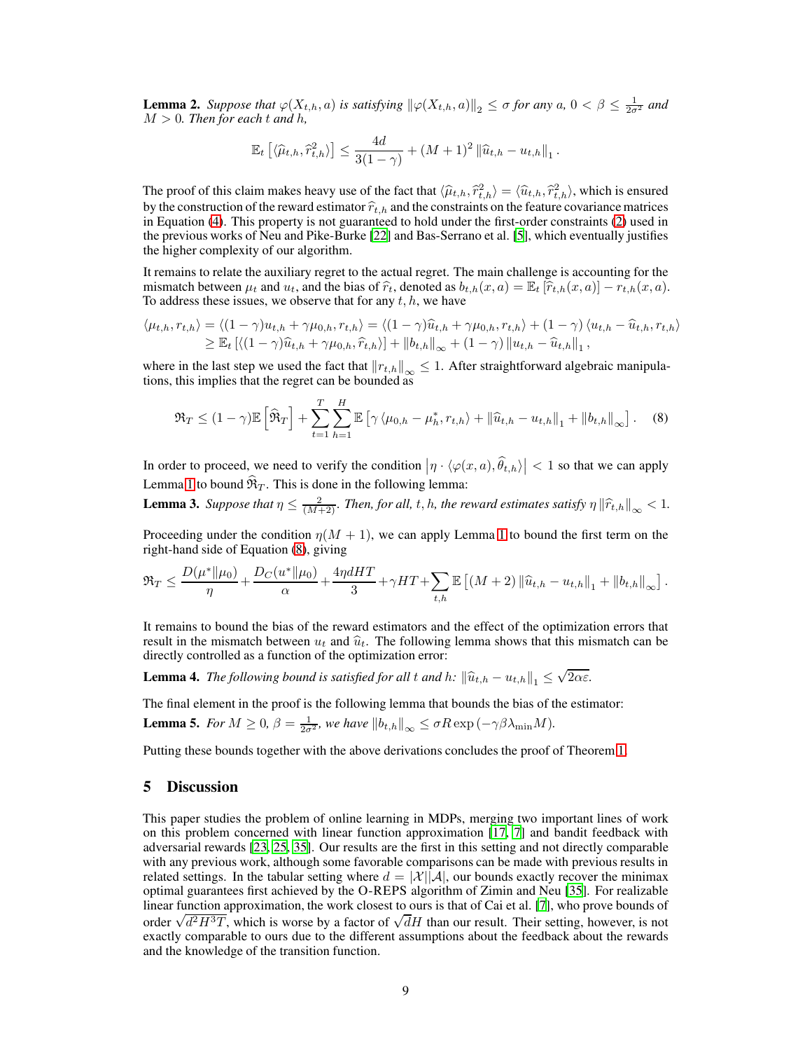**Lemma 2.** *Suppose that $\varphi(X_{t,h}, a)$ is satisfying $\|\varphi(X_{t,h}, a)\|_2 \leq \sigma$ for any $a$, $0 < \beta \leq \frac{1}{2\sigma^2}$ and $M > 0$. Then for each $t$ and $h$,*

$$\mathbb{E}_t\left[\langle \widehat{\mu}_{t,h}, \widehat{r}_{t,h}^2 \rangle\right] \leq \frac{4d}{3(1-\gamma)} + (M+1)^2 \left\| \widehat{u}_{t,h} - u_{t,h} \right\|_1.$$

The proof of this claim makes heavy use of the fact that $\langle \widehat{\mu}_{t,h}, \widehat{r}_{t,h}^2 \rangle = \langle \widehat{u}_{t,h}, \widehat{r}_{t,h}^2 \rangle$, which is ensured by the construction of the reward estimator $\widehat{r}_{t,h}$ and the constraints on the feature covariance matrices in Equation (4). This property is not guaranteed to hold under the first-order constraints (2) used in the previous works of Neu and Pike-Burke [22] and Bas-Serrano et al. [5], which eventually justifies the higher complexity of our algorithm.

It remains to relate the auxiliary regret to the actual regret. The main challenge is accounting for the mismatch between $\mu_t$ and $u_t$, and the bias of $\widehat{r}_t$, denoted as $b_{t,h}(x,a) = \mathbb{E}_t\left[\widehat{r}_{t,h}(x,a)\right] - r_{t,h}(x,a)$. To address these issues, we observe that for any $t, h$, we have

$$\begin{aligned}\langle \mu_{t,h}, r_{t,h} \rangle &= \langle (1-\gamma) u_{t,h} + \gamma \mu_{0,h}, r_{t,h} \rangle = \langle (1-\gamma) \widehat{u}_{t,h} + \gamma \mu_{0,h}, r_{t,h} \rangle + (1-\gamma) \langle u_{t,h} - \widehat{u}_{t,h}, r_{t,h} \rangle \\ &\geq \mathbb{E}_t\left[\langle (1-\gamma) \widehat{u}_{t,h} + \gamma \mu_{0,h}, \widehat{r}_{t,h} \rangle\right] + \left\| b_{t,h} \right\|_\infty + (1-\gamma) \left\| u_{t,h} - \widehat{u}_{t,h} \right\|_1,\end{aligned}$$

where in the last step we used the fact that $\|r_{t,h}\|_\infty \leq 1$. After straightforward algebraic manipulations, this implies that the regret can be bounded as

$$\mathfrak{R}_T \leq (1-\gamma)\mathbb{E}\left[\widehat{\mathfrak{R}}_T\right] + \sum_{t=1}^{T} \sum_{h=1}^{H} \mathbb{E}\left[\gamma \langle \mu_{0,h} - \mu_h^*, r_{t,h} \rangle + \left\| \widehat{u}_{t,h} - u_{t,h} \right\|_1 + \left\| b_{t,h} \right\|_\infty\right]. \quad (8)$$

In order to proceed, we need to verify the condition $\left|\eta \cdot \langle \varphi(x,a), \widehat{\theta}_{t,h} \rangle\right| < 1$ so that we can apply Lemma 1 to bound $\widehat{\mathfrak{R}}_T$. This is done in the following lemma:

**Lemma 3.** *Suppose that $\eta \leq \frac{2}{(M+2)}$. Then, for all, $t, h$, the reward estimates satisfy $\eta \left\| \widehat{r}_{t,h} \right\|_\infty < 1$.*

Proceeding under the condition $\eta(M+1)$, we can apply Lemma 1 to bound the first term on the right-hand side of Equation (8), giving

$$\mathfrak{R}_T \leq \frac{D(\mu^* \| \mu_0)}{\eta} + \frac{D_C(u^* \| \mu_0)}{\alpha} + \frac{4\eta d H T}{3} + \gamma H T + \sum_{t,h} \mathbb{E}\left[(M+2) \left\| \widehat{u}_{t,h} - u_{t,h} \right\|_1 + \left\| b_{t,h} \right\|_\infty\right].$$

It remains to bound the bias of the reward estimators and the effect of the optimization errors that result in the mismatch between $u_t$ and $\widehat{u}_t$. The following lemma shows that this mismatch can be directly controlled as a function of the optimization error:

**Lemma 4.** *The following bound is satisfied for all $t$ and $h$: $\left\| \widehat{u}_{t,h} - u_{t,h} \right\|_1 \leq \sqrt{2\alpha\varepsilon}$.*

The final element in the proof is the following lemma that bounds the bias of the estimator:

**Lemma 5.** *For $M \geq 0$, $\beta = \frac{1}{2\sigma^2}$, we have $\left\| b_{t,h} \right\|_\infty \leq \sigma R \exp\left(-\gamma \beta \lambda_{\min} M\right)$.*

Putting these bounds together with the above derivations concludes the proof of Theorem 1.

## 5 Discussion

This paper studies the problem of online learning in MDPs, merging two important lines of work on this problem concerned with linear function approximation [17, 7] and bandit feedback with adversarial rewards [23, 25, 35]. Our results are the first in this setting and not directly comparable with any previous work, although some favorable comparisons can be made with previous results in related settings. In the tabular setting where $d = |\mathcal{X}||\mathcal{A}|$, our bounds exactly recover the minimax optimal guarantees first achieved by the O-REPS algorithm of Zimin and Neu [35]. For realizable linear function approximation, the work closest to ours is that of Cai et al. [7], who prove bounds of order $\sqrt{d^2 H^3 T}$, which is worse by a factor of $\sqrt{dH}$ than our result. Their setting, however, is not exactly comparable to ours due to the different assumptions about the feedback about the rewards and the knowledge of the transition function.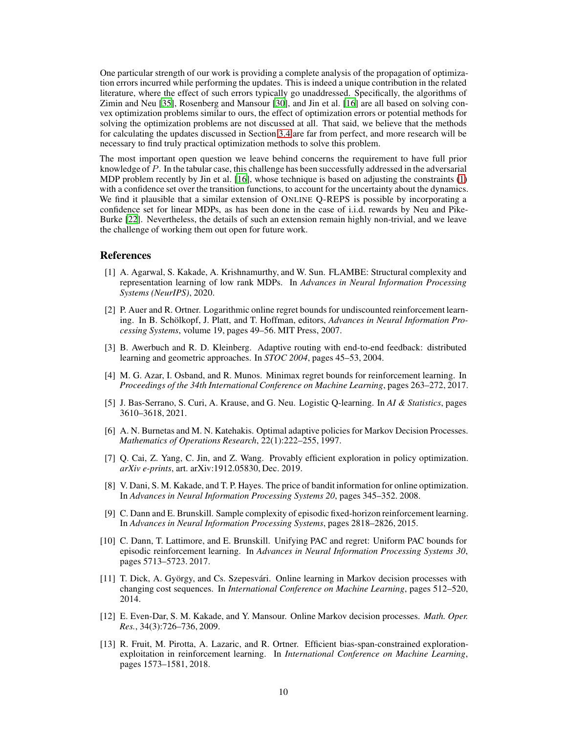One particular strength of our work is providing a complete analysis of the propagation of optimization errors incurred while performing the updates. This is indeed a unique contribution in the related literature, where the effect of such errors typically go unaddressed. Specifically, the algorithms of Zimin and Neu [35], Rosenberg and Mansour [30], and Jin et al. [16] are all based on solving convex optimization problems similar to ours, the effect of optimization errors or potential methods for solving the optimization problems are not discussed at all. That said, we believe that the methods for calculating the updates discussed in Section 3.4 are far from perfect, and more research will be necessary to find truly practical optimization methods to solve this problem.

The most important open question we leave behind concerns the requirement to have full prior knowledge of $P$. In the tabular case, this challenge has been successfully addressed in the adversarial MDP problem recently by Jin et al. [16], whose technique is based on adjusting the constraints (1) with a confidence set over the transition functions, to account for the uncertainty about the dynamics. We find it plausible that a similar extension of ONLINE Q-REPS is possible by incorporating a confidence set for linear MDPs, as has been done in the case of i.i.d. rewards by Neu and Pike-Burke [22]. Nevertheless, the details of such an extension remain highly non-trivial, and we leave the challenge of working them out open for future work.

## References

[1] A. Agarwal, S. Kakade, A. Krishnamurthy, and W. Sun. FLAMBE: Structural complexity and representation learning of low rank MDPs. In *Advances in Neural Information Processing Systems (NeurIPS)*, 2020.

[2] P. Auer and R. Ortner. Logarithmic online regret bounds for undiscounted reinforcement learning. In B. Schölkopf, J. Platt, and T. Hoffman, editors, *Advances in Neural Information Processing Systems*, volume 19, pages 49–56. MIT Press, 2007.

[3] B. Awerbuch and R. D. Kleinberg. Adaptive routing with end-to-end feedback: distributed learning and geometric approaches. In *STOC 2004*, pages 45–53, 2004.

[4] M. G. Azar, I. Osband, and R. Munos. Minimax regret bounds for reinforcement learning. In *Proceedings of the 34th International Conference on Machine Learning*, pages 263–272, 2017.

[5] J. Bas-Serrano, S. Curi, A. Krause, and G. Neu. Logistic Q-learning. In *AI & Statistics*, pages 3610–3618, 2021.

[6] A. N. Burnetas and M. N. Katehakis. Optimal adaptive policies for Markov Decision Processes. *Mathematics of Operations Research*, 22(1):222–255, 1997.

[7] Q. Cai, Z. Yang, C. Jin, and Z. Wang. Provably efficient exploration in policy optimization. *arXiv e-prints*, art. arXiv:1912.05830, Dec. 2019.

[8] V. Dani, S. M. Kakade, and T. P. Hayes. The price of bandit information for online optimization. In *Advances in Neural Information Processing Systems 20*, pages 345–352. 2008.

[9] C. Dann and E. Brunskill. Sample complexity of episodic fixed-horizon reinforcement learning. In *Advances in Neural Information Processing Systems*, pages 2818–2826, 2015.

[10] C. Dann, T. Lattimore, and E. Brunskill. Unifying PAC and regret: Uniform PAC bounds for episodic reinforcement learning. In *Advances in Neural Information Processing Systems 30*, pages 5713–5723. 2017.

[11] T. Dick, A. György, and Cs. Szepesvári. Online learning in Markov decision processes with changing cost sequences. In *International Conference on Machine Learning*, pages 512–520, 2014.

[12] E. Even-Dar, S. M. Kakade, and Y. Mansour. Online Markov decision processes. *Math. Oper. Res.*, 34(3):726–736, 2009.

[13] R. Fruit, M. Pirotta, A. Lazaric, and R. Ortner. Efficient bias-span-constrained exploration-exploitation in reinforcement learning. In *International Conference on Machine Learning*, pages 1573–1581, 2018.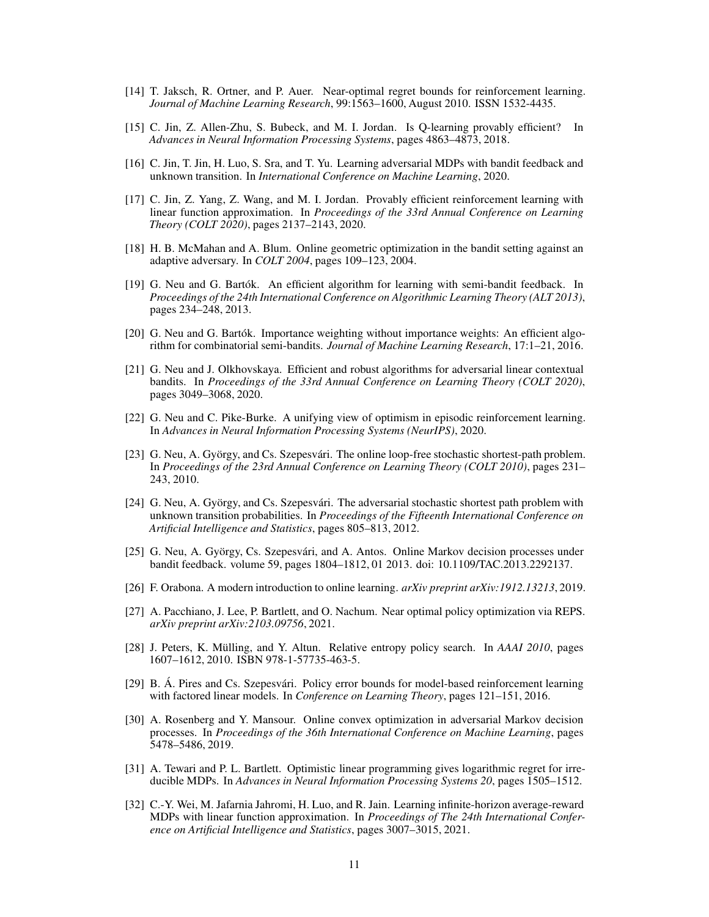[14] T. Jaksch, R. Ortner, and P. Auer. Near-optimal regret bounds for reinforcement learning. *Journal of Machine Learning Research*, 99:1563–1600, August 2010. ISSN 1532-4435.

[15] C. Jin, Z. Allen-Zhu, S. Bubeck, and M. I. Jordan. Is Q-learning provably efficient? In *Advances in Neural Information Processing Systems*, pages 4863–4873, 2018.

[16] C. Jin, T. Jin, H. Luo, S. Sra, and T. Yu. Learning adversarial MDPs with bandit feedback and unknown transition. In *International Conference on Machine Learning*, 2020.

[17] C. Jin, Z. Yang, Z. Wang, and M. I. Jordan. Provably efficient reinforcement learning with linear function approximation. In *Proceedings of the 33rd Annual Conference on Learning Theory (COLT 2020)*, pages 2137–2143, 2020.

[18] H. B. McMahan and A. Blum. Online geometric optimization in the bandit setting against an adaptive adversary. In *COLT 2004*, pages 109–123, 2004.

[19] G. Neu and G. Bartók. An efficient algorithm for learning with semi-bandit feedback. In *Proceedings of the 24th International Conference on Algorithmic Learning Theory (ALT 2013)*, pages 234–248, 2013.

[20] G. Neu and G. Bartók. Importance weighting without importance weights: An efficient algorithm for combinatorial semi-bandits. *Journal of Machine Learning Research*, 17:1–21, 2016.

[21] G. Neu and J. Olkhovskaya. Efficient and robust algorithms for adversarial linear contextual bandits. In *Proceedings of the 33rd Annual Conference on Learning Theory (COLT 2020)*, pages 3049–3068, 2020.

[22] G. Neu and C. Pike-Burke. A unifying view of optimism in episodic reinforcement learning. In *Advances in Neural Information Processing Systems (NeurIPS)*, 2020.

[23] G. Neu, A. György, and Cs. Szepesvári. The online loop-free stochastic shortest-path problem. In *Proceedings of the 23rd Annual Conference on Learning Theory (COLT 2010)*, pages 231–243, 2010.

[24] G. Neu, A. György, and Cs. Szepesvári. The adversarial stochastic shortest path problem with unknown transition probabilities. In *Proceedings of the Fifteenth International Conference on Artificial Intelligence and Statistics*, pages 805–813, 2012.

[25] G. Neu, A. György, Cs. Szepesvári, and A. Antos. Online Markov decision processes under bandit feedback. volume 59, pages 1804–1812, 01 2013. doi: 10.1109/TAC.2013.2292137.

[26] F. Orabona. A modern introduction to online learning. *arXiv preprint arXiv:1912.13213*, 2019.

[27] A. Pacchiano, J. Lee, P. Bartlett, and O. Nachum. Near optimal policy optimization via REPS. *arXiv preprint arXiv:2103.09756*, 2021.

[28] J. Peters, K. Mülling, and Y. Altun. Relative entropy policy search. In *AAAI 2010*, pages 1607–1612, 2010. ISBN 978-1-57735-463-5.

[29] B. Á. Pires and Cs. Szepesvári. Policy error bounds for model-based reinforcement learning with factored linear models. In *Conference on Learning Theory*, pages 121–151, 2016.

[30] A. Rosenberg and Y. Mansour. Online convex optimization in adversarial Markov decision processes. In *Proceedings of the 36th International Conference on Machine Learning*, pages 5478–5486, 2019.

[31] A. Tewari and P. L. Bartlett. Optimistic linear programming gives logarithmic regret for irreducible MDPs. In *Advances in Neural Information Processing Systems 20*, pages 1505–1512.

[32] C.-Y. Wei, M. Jafarnia Jahromi, H. Luo, and R. Jain. Learning infinite-horizon average-reward MDPs with linear function approximation. In *Proceedings of The 24th International Conference on Artificial Intelligence and Statistics*, pages 3007–3015, 2021.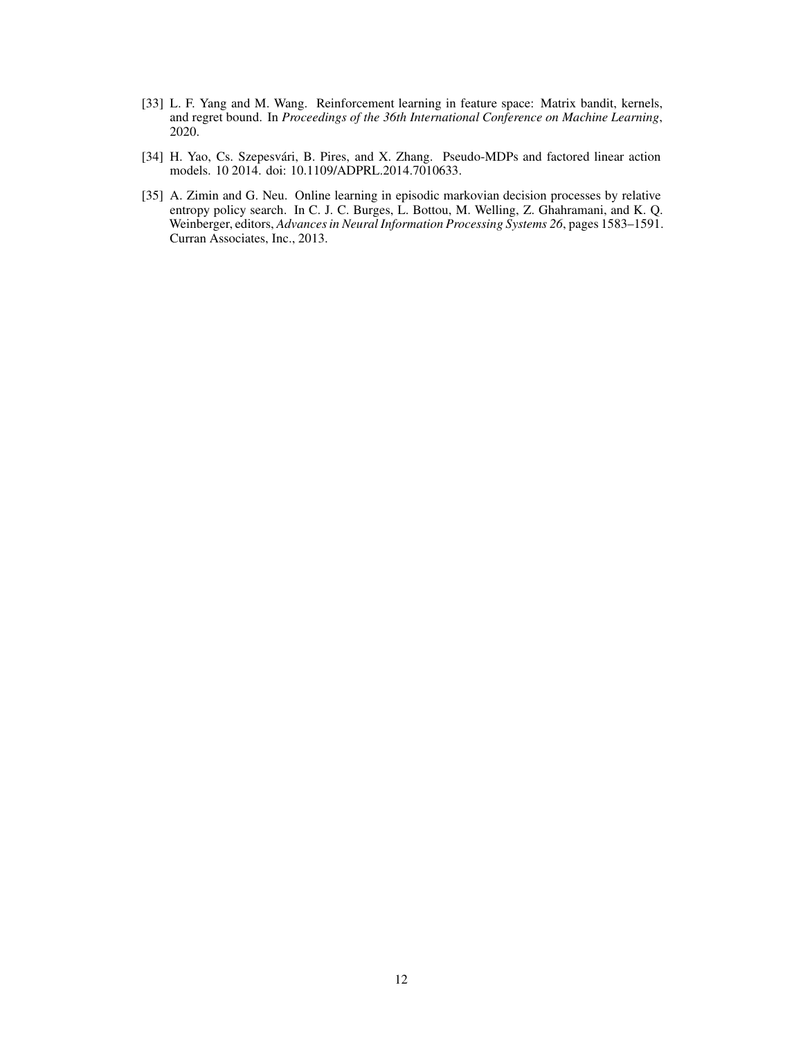- [33] L. F. Yang and M. Wang. Reinforcement learning in feature space: Matrix bandit, kernels, and regret bound. In *Proceedings of the 36th International Conference on Machine Learning*, 2020.
- [34] H. Yao, Cs. Szepesvári, B. Pires, and X. Zhang. Pseudo-MDPs and factored linear action models. 10 2014. doi: 10.1109/ADPRL.2014.7010633.
- [35] A. Zimin and G. Neu. Online learning in episodic markovian decision processes by relative entropy policy search. In C. J. C. Burges, L. Bottou, M. Welling, Z. Ghahramani, and K. Q. Weinberger, editors, *Advances in Neural Information Processing Systems 26*, pages 1583–1591. Curran Associates, Inc., 2013.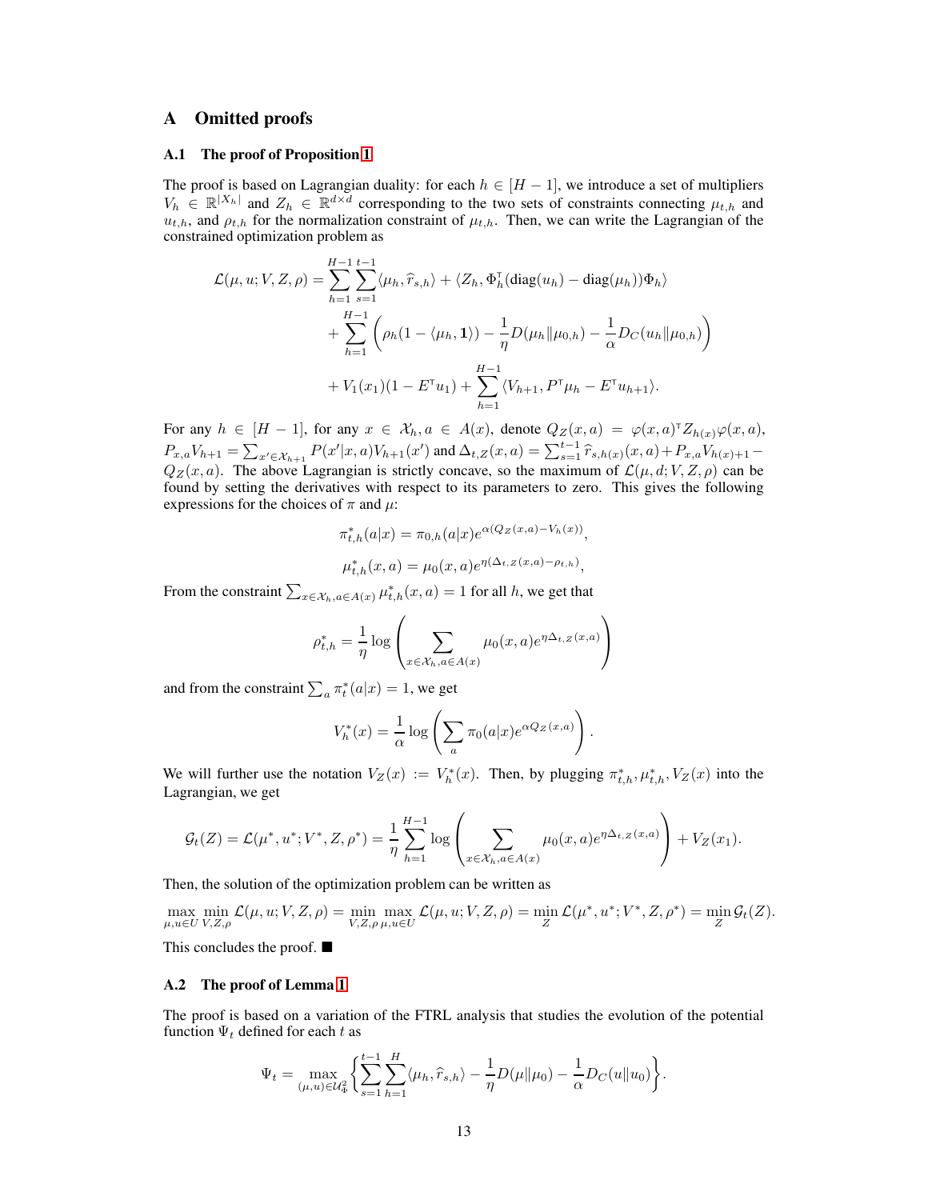# A Omitted proofs

## A.1 The proof of Proposition 1

The proof is based on Lagrangian duality: for each $h \in [H-1]$, we introduce a set of multipliers $V_h \in \mathbb{R}^{|X_h|}$ and $Z_h \in \mathbb{R}^{d \times d}$ corresponding to the two sets of constraints connecting $\mu_{t,h}$ and $u_{t,h}$, and $\rho_{t,h}$ for the normalization constraint of $\mu_{t,h}$. Then, we can write the Lagrangian of the constrained optimization problem as

$$
\begin{aligned}
\mathcal{L}(\mu, u; V, Z, \rho) = &\sum_{h=1}^{H-1} \sum_{s=1}^{t-1} \langle \mu_h, \widehat{r}_{s,h} \rangle + \langle Z_h, \Phi_h^{\mathsf{T}}(\operatorname{diag}(u_h) - \operatorname{diag}(\mu_h))\Phi_h \rangle \\
&+ \sum_{h=1}^{H-1} \left( \rho_h (1 - \langle \mu_h, \mathbf{1} \rangle) - \frac{1}{\eta} D(\mu_h \| \mu_{0,h}) - \frac{1}{\alpha} D_C(u_h \| \mu_{0,h}) \right) \\
&+ V_1(x_1)(1 - E^{\mathsf{T}} u_1) + \sum_{h=1}^{H-1} \langle V_{h+1}, P^{\mathsf{T}} \mu_h - E^{\mathsf{T}} u_{h+1} \rangle.
\end{aligned}
$$

For any $h \in [H-1]$, for any $x \in \mathcal{X}_h, a \in A(x)$, denote $Q_Z(x,a) = \varphi(x,a)^{\mathsf{T}} Z_{h(x)} \varphi(x,a)$, $P_{x,a} V_{h+1} = \sum_{x' \in \mathcal{X}_{h+1}} P(x'|x,a) V_{h+1}(x')$ and $\Delta_{t,Z}(x,a) = \sum_{s=1}^{t-1} \widehat{r}_{s,h(x)}(x,a) + P_{x,a} V_{h(x)+1} - Q_Z(x,a)$. The above Lagrangian is strictly concave, so the maximum of $\mathcal{L}(\mu, d; V, Z, \rho)$ can be found by setting the derivatives with respect to its parameters to zero. This gives the following expressions for the choices of $\pi$ and $\mu$:

$$
\pi^*_{t,h}(a|x) = \pi_{0,h}(a|x) e^{\alpha(Q_Z(x,a) - V_h(x))},
$$

$$
\mu^*_{t,h}(x,a) = \mu_0(x,a) e^{\eta(\Delta_{t,Z}(x,a) - \rho_{t,h})},
$$

From the constraint $\sum_{x \in \mathcal{X}_h, a \in A(x)} \mu^*_{t,h}(x,a) = 1$ for all $h$, we get that

$$
\rho^*_{t,h} = \frac{1}{\eta} \log \left( \sum_{x \in \mathcal{X}_h, a \in A(x)} \mu_0(x,a) e^{\eta \Delta_{t,Z}(x,a)} \right)
$$

and from the constraint $\sum_a \pi^*_t(a|x) = 1$, we get

$$
V^*_h(x) = \frac{1}{\alpha} \log \left( \sum_a \pi_0(a|x) e^{\alpha Q_Z(x,a)} \right).
$$

We will further use the notation $V_Z(x) := V^*_h(x)$. Then, by plugging $\pi^*_{t,h}, \mu^*_{t,h}, V_Z(x)$ into the Lagrangian, we get

$$
\mathcal{G}_t(Z) = \mathcal{L}(\mu^*, u^*; V^*, Z, \rho^*) = \frac{1}{\eta} \sum_{h=1}^{H-1} \log \left( \sum_{x \in \mathcal{X}_h, a \in A(x)} \mu_0(x,a) e^{\eta \Delta_{t,Z}(x,a)} \right) + V_Z(x_1).
$$

Then, the solution of the optimization problem can be written as

$$
\max_{\mu, u \in U} \min_{V,Z,\rho} \mathcal{L}(\mu, u; V, Z, \rho) = \min_{V,Z,\rho} \max_{\mu, u \in U} \mathcal{L}(\mu, u; V, Z, \rho) = \min_Z \mathcal{L}(\mu^*, u^*; V^*, Z, \rho^*) = \min_Z \mathcal{G}_t(Z).
$$

This concludes the proof. ■

## A.2 The proof of Lemma 1

The proof is based on a variation of the FTRL analysis that studies the evolution of the potential function $\Psi_t$ defined for each $t$ as

$$
\Psi_t = \max_{(\mu,u) \in \mathcal{U}^2_\Phi} \left\{ \sum_{s=1}^{t-1} \sum_{h=1}^{H} \langle \mu_h, \widehat{r}_{s,h} \rangle - \frac{1}{\eta} D(\mu \| \mu_0) - \frac{1}{\alpha} D_C(u \| u_0) \right\}.
$$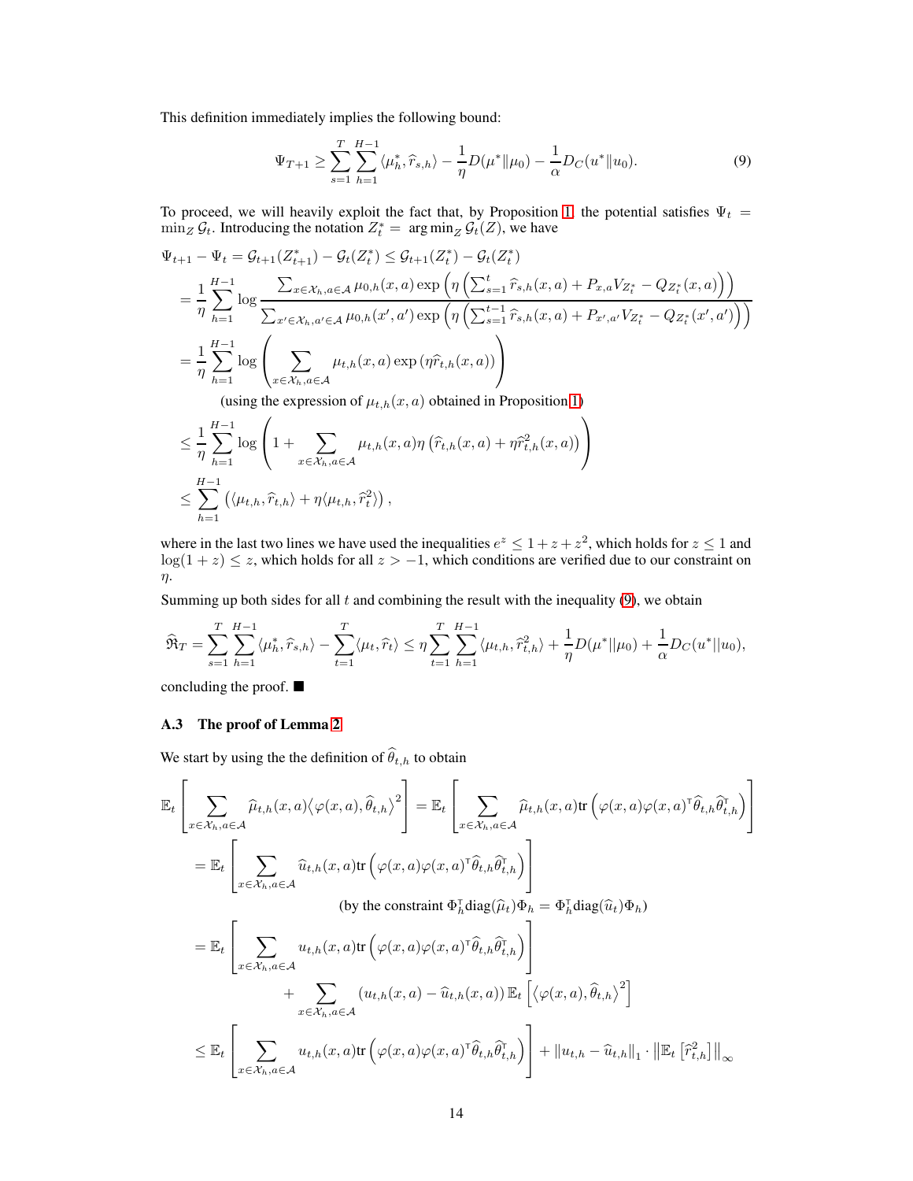This definition immediately implies the following bound:

$$\Psi_{T+1} \geq \sum_{s=1}^{T} \sum_{h=1}^{H-1} \langle \mu_h^*, \widehat{r}_{s,h} \rangle - \frac{1}{\eta} D(\mu^* \| \mu_0) - \frac{1}{\alpha} D_C(u^* \| u_0). \tag{9}$$

To proceed, we will heavily exploit the fact that, by Proposition 1, the potential satisfies $\Psi_t = \min_Z \mathcal{G}_t$. Introducing the notation $Z_t^* = \arg\min_Z \mathcal{G}_t(Z)$, we have

$$\begin{aligned}
\Psi_{t+1} - \Psi_t &= \mathcal{G}_{t+1}(Z_{t+1}^*) - \mathcal{G}_t(Z_t^*) \leq \mathcal{G}_{t+1}(Z_t^*) - \mathcal{G}_t(Z_t^*) \\
&= \frac{1}{\eta} \sum_{h=1}^{H-1} \log \frac{\sum_{x \in \mathcal{X}_h, a \in \mathcal{A}} \mu_{0,h}(x,a) \exp\left(\eta \left(\sum_{s=1}^{t} \widehat{r}_{s,h}(x,a) + P_{x,a} V_{Z_t^*} - Q_{Z_t^*}(x,a)\right)\right)}{\sum_{x' \in \mathcal{X}_h, a' \in \mathcal{A}} \mu_{0,h}(x',a') \exp\left(\eta \left(\sum_{s=1}^{t-1} \widehat{r}_{s,h}(x,a) + P_{x',a'} V_{Z_t^*} - Q_{Z_t^*}(x',a')\right)\right)} \\
&= \frac{1}{\eta} \sum_{h=1}^{H-1} \log \left( \sum_{x \in \mathcal{X}_h, a \in \mathcal{A}} \mu_{t,h}(x,a) \exp\left(\eta \widehat{r}_{t,h}(x,a)\right) \right) \\
&\qquad \text{(using the expression of } \mu_{t,h}(x,a) \text{ obtained in Proposition 1)} \\
&\leq \frac{1}{\eta} \sum_{h=1}^{H-1} \log \left( 1 + \sum_{x \in \mathcal{X}_h, a \in \mathcal{A}} \mu_{t,h}(x,a) \eta \left( \widehat{r}_{t,h}(x,a) + \eta \widehat{r}_{t,h}^2(x,a) \right) \right) \\
&\leq \sum_{h=1}^{H-1} \left( \langle \mu_{t,h}, \widehat{r}_{t,h} \rangle + \eta \langle \mu_{t,h}, \widehat{r}_t^2 \rangle \right),
\end{aligned}$$

where in the last two lines we have used the inequalities $e^z \leq 1 + z + z^2$, which holds for $z \leq 1$ and $\log(1+z) \leq z$, which holds for all $z > -1$, which conditions are verified due to our constraint on $\eta$.

Summing up both sides for all $t$ and combining the result with the inequality (9), we obtain

$$\widehat{\mathfrak{R}}_T = \sum_{s=1}^{T} \sum_{h=1}^{H-1} \langle \mu_h^*, \widehat{r}_{s,h} \rangle - \sum_{t=1}^{T} \langle \mu_t, \widehat{r}_t \rangle \leq \eta \sum_{t=1}^{T} \sum_{h=1}^{H-1} \langle \mu_{t,h}, \widehat{r}_{t,h}^2 \rangle + \frac{1}{\eta} D(\mu^* || \mu_0) + \frac{1}{\alpha} D_C(u^* || u_0),$$

concluding the proof. ■

### A.3 The proof of Lemma 2

We start by using the the definition of $\widehat{\theta}_{t,h}$ to obtain

$$\begin{aligned}
\mathbb{E}_t \left[ \sum_{x \in \mathcal{X}_h, a \in \mathcal{A}} \widehat{\mu}_{t,h}(x,a) \left\langle \varphi(x,a), \widehat{\theta}_{t,h} \right\rangle^2 \right] &= \mathbb{E}_t \left[ \sum_{x \in \mathcal{X}_h, a \in \mathcal{A}} \widehat{\mu}_{t,h}(x,a) \mathrm{tr}\left( \varphi(x,a) \varphi(x,a)^{\mathsf{T}} \widehat{\theta}_{t,h} \widehat{\theta}_{t,h}^{\mathsf{T}} \right) \right] \\
&= \mathbb{E}_t \left[ \sum_{x \in \mathcal{X}_h, a \in \mathcal{A}} \widehat{u}_{t,h}(x,a) \mathrm{tr}\left( \varphi(x,a) \varphi(x,a)^{\mathsf{T}} \widehat{\theta}_{t,h} \widehat{\theta}_{t,h}^{\mathsf{T}} \right) \right] \\
&\qquad \text{(by the constraint } \Phi_h^{\mathsf{T}} \mathrm{diag}(\widehat{\mu}_t) \Phi_h = \Phi_h^{\mathsf{T}} \mathrm{diag}(\widehat{u}_t) \Phi_h \text{)} \\
&= \mathbb{E}_t \left[ \sum_{x \in \mathcal{X}_h, a \in \mathcal{A}} u_{t,h}(x,a) \mathrm{tr}\left( \varphi(x,a) \varphi(x,a)^{\mathsf{T}} \widehat{\theta}_{t,h} \widehat{\theta}_{t,h}^{\mathsf{T}} \right) \right] \\
&\qquad + \sum_{x \in \mathcal{X}_h, a \in \mathcal{A}} \left( u_{t,h}(x,a) - \widehat{u}_{t,h}(x,a) \right) \mathbb{E}_t \left[ \left\langle \varphi(x,a), \widehat{\theta}_{t,h} \right\rangle^2 \right] \\
&\leq \mathbb{E}_t \left[ \sum_{x \in \mathcal{X}_h, a \in \mathcal{A}} u_{t,h}(x,a) \mathrm{tr}\left( \varphi(x,a) \varphi(x,a)^{\mathsf{T}} \widehat{\theta}_{t,h} \widehat{\theta}_{t,h}^{\mathsf{T}} \right) \right] + \left\| u_{t,h} - \widehat{u}_{t,h} \right\|_1 \cdot \left\| \mathbb{E}_t \left[ \widehat{r}_{t,h}^2 \right] \right\|_\infty
\end{aligned}$$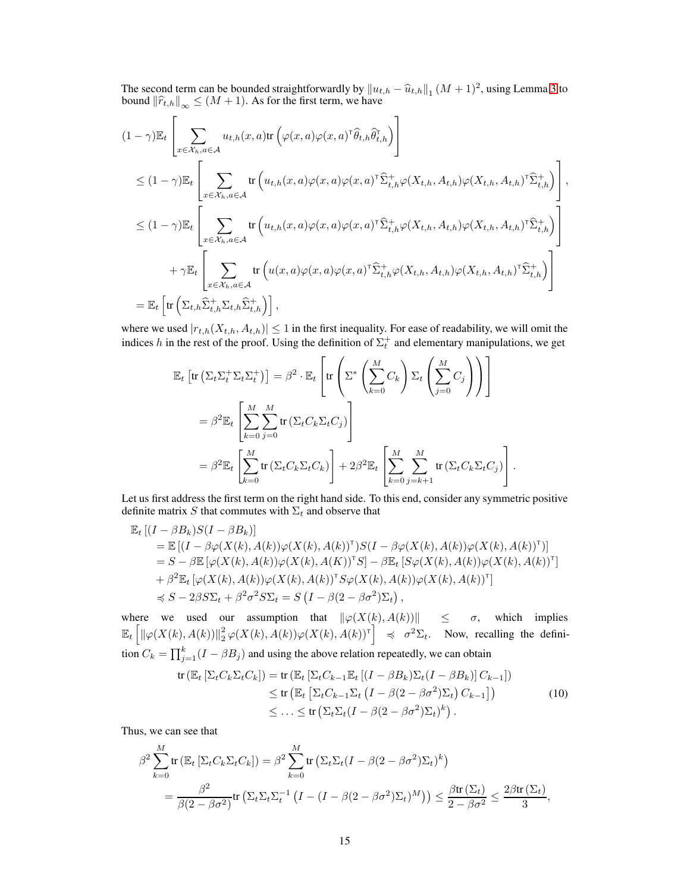The second term can be bounded straightforwardly by $\left\|u_{t,h} - \widehat{u}_{t,h}\right\|_1 (M+1)^2$, using Lemma 3 to bound $\left\|\widehat{r}_{t,h}\right\|_\infty \leq (M+1)$. As for the first term, we have

$$
\begin{aligned}
&(1-\gamma)\mathbb{E}_t\left[\sum_{x\in\mathcal{X}_h, a\in\mathcal{A}} u_{t,h}(x,a)\mathrm{tr}\left(\varphi(x,a)\varphi(x,a)^\mathsf{T}\widehat{\theta}_{t,h}\widehat{\theta}_{t,h}^\mathsf{T}\right)\right] \\
&\leq (1-\gamma)\mathbb{E}_t\left[\sum_{x\in\mathcal{X}_h, a\in\mathcal{A}} \mathrm{tr}\left(u_{t,h}(x,a)\varphi(x,a)\varphi(x,a)^\mathsf{T}\widehat{\Sigma}_{t,h}^+\varphi(X_{t,h},A_{t,h})\varphi(X_{t,h},A_{t,h})^\mathsf{T}\widehat{\Sigma}_{t,h}^+\right)\right], \\
&\leq (1-\gamma)\mathbb{E}_t\left[\sum_{x\in\mathcal{X}_h, a\in\mathcal{A}} \mathrm{tr}\left(u_{t,h}(x,a)\varphi(x,a)\varphi(x,a)^\mathsf{T}\widehat{\Sigma}_{t,h}^+\varphi(X_{t,h},A_{t,h})\varphi(X_{t,h},A_{t,h})^\mathsf{T}\widehat{\Sigma}_{t,h}^+\right)\right] \\
&\quad + \gamma\mathbb{E}_t\left[\sum_{x\in\mathcal{X}_h, a\in\mathcal{A}} \mathrm{tr}\left(u(x,a)\varphi(x,a)\varphi(x,a)^\mathsf{T}\widehat{\Sigma}_{t,h}^+\varphi(X_{t,h},A_{t,h})\varphi(X_{t,h},A_{t,h})^\mathsf{T}\widehat{\Sigma}_{t,h}^+\right)\right] \\
&= \mathbb{E}_t\left[\mathrm{tr}\left(\Sigma_{t,h}\widehat{\Sigma}_{t,h}^+\Sigma_{t,h}\widehat{\Sigma}_{t,h}^+\right)\right],
\end{aligned}
$$

where we used $|r_{t,h}(X_{t,h},A_{t,h})| \leq 1$ in the first inequality. For ease of readability, we will omit the indices $h$ in the rest of the proof. Using the definition of $\Sigma_t^+$ and elementary manipulations, we get

$$
\begin{aligned}
\mathbb{E}_t\left[\mathrm{tr}\left(\Sigma_t\Sigma_t^+\Sigma_t\Sigma_t^+\right)\right] &= \beta^2\cdot\mathbb{E}_t\left[\mathrm{tr}\left(\Sigma^*\left(\sum_{k=0}^M C_k\right)\Sigma_t\left(\sum_{j=0}^M C_j\right)\right)\right] \\
&= \beta^2\mathbb{E}_t\left[\sum_{k=0}^M\sum_{j=0}^M \mathrm{tr}\left(\Sigma_t C_k\Sigma_t C_j\right)\right] \\
&= \beta^2\mathbb{E}_t\left[\sum_{k=0}^M \mathrm{tr}\left(\Sigma_t C_k\Sigma_t C_k\right)\right] + 2\beta^2\mathbb{E}_t\left[\sum_{k=0}^M\sum_{j=k+1}^M \mathrm{tr}\left(\Sigma_t C_k\Sigma_t C_j\right)\right].
\end{aligned}
$$

Let us first address the first term on the right hand side. To this end, consider any symmetric positive definite matrix $S$ that commutes with $\Sigma_t$ and observe that

$$
\begin{aligned}
&\mathbb{E}_t\left[(I-\beta B_k)S(I-\beta B_k)\right] \\
&\quad= \mathbb{E}\left[(I-\beta\varphi(X(k),A(k))\varphi(X(k),A(k))^\mathsf{T})S(I-\beta\varphi(X(k),A(k))\varphi(X(k),A(k))^\mathsf{T})\right] \\
&\quad= S - \beta\mathbb{E}\left[\varphi(X(k),A(k))\varphi(X(k),A(K))^\mathsf{T}S\right] - \beta\mathbb{E}_t\left[S\varphi(X(k),A(k))\varphi(X(k),A(k))^\mathsf{T}\right] \\
&\quad+ \beta^2\mathbb{E}_t\left[\varphi(X(k),A(k))\varphi(X(k),A(k))^\mathsf{T}S\varphi(X(k),A(k))\varphi(X(k),A(k))^\mathsf{T}\right] \\
&\quad\preccurlyeq S - 2\beta S\Sigma_t + \beta^2\sigma^2 S\Sigma_t = S\left(I - \beta(2-\beta\sigma^2)\Sigma_t\right),
\end{aligned}
$$

where we used our assumption that $\|\varphi(X(k),A(k))\| \leq \sigma$, which implies $\mathbb{E}_t\left[\|\varphi(X(k),A(k))\|_2^2\varphi(X(k),A(k))\varphi(X(k),A(k))^\mathsf{T}\right] \preccurlyeq \sigma^2\Sigma_t$. Now, recalling the definition $C_k = \prod_{j=1}^k(I-\beta B_j)$ and using the above relation repeatedly, we can obtain

$$
\begin{aligned}
\mathrm{tr}\left(\mathbb{E}_t\left[\Sigma_t C_k\Sigma_t C_k\right]\right) &= \mathrm{tr}\left(\mathbb{E}_t\left[\Sigma_t C_{k-1}\mathbb{E}_t\left[(I-\beta B_k)\Sigma_t(I-\beta B_k)\right]C_{k-1}\right]\right) \\
&\leq \mathrm{tr}\left(\mathbb{E}_t\left[\Sigma_t C_{k-1}\Sigma_t\left(I-\beta(2-\beta\sigma^2)\Sigma_t\right)C_{k-1}\right]\right) \\
&\leq \ldots \leq \mathrm{tr}\left(\Sigma_t\Sigma_t(I-\beta(2-\beta\sigma^2)\Sigma_t)^k\right).
\end{aligned} \tag{10}
$$

Thus, we can see that

$$
\begin{aligned}
\beta^2\sum_{k=0}^M \mathrm{tr}\left(\mathbb{E}_t\left[\Sigma_t C_k\Sigma_t C_k\right]\right) &= \beta^2\sum_{k=0}^M \mathrm{tr}\left(\Sigma_t\Sigma_t(I-\beta(2-\beta\sigma^2)\Sigma_t)^k\right) \\
&= \frac{\beta^2}{\beta(2-\beta\sigma^2)}\mathrm{tr}\left(\Sigma_t\Sigma_t\Sigma_t^{-1}\left(I-(I-\beta(2-\beta\sigma^2)\Sigma_t)^M\right)\right) \leq \frac{\beta\mathrm{tr}\left(\Sigma_t\right)}{2-\beta\sigma^2} \leq \frac{2\beta\mathrm{tr}\left(\Sigma_t\right)}{3},
\end{aligned}
$$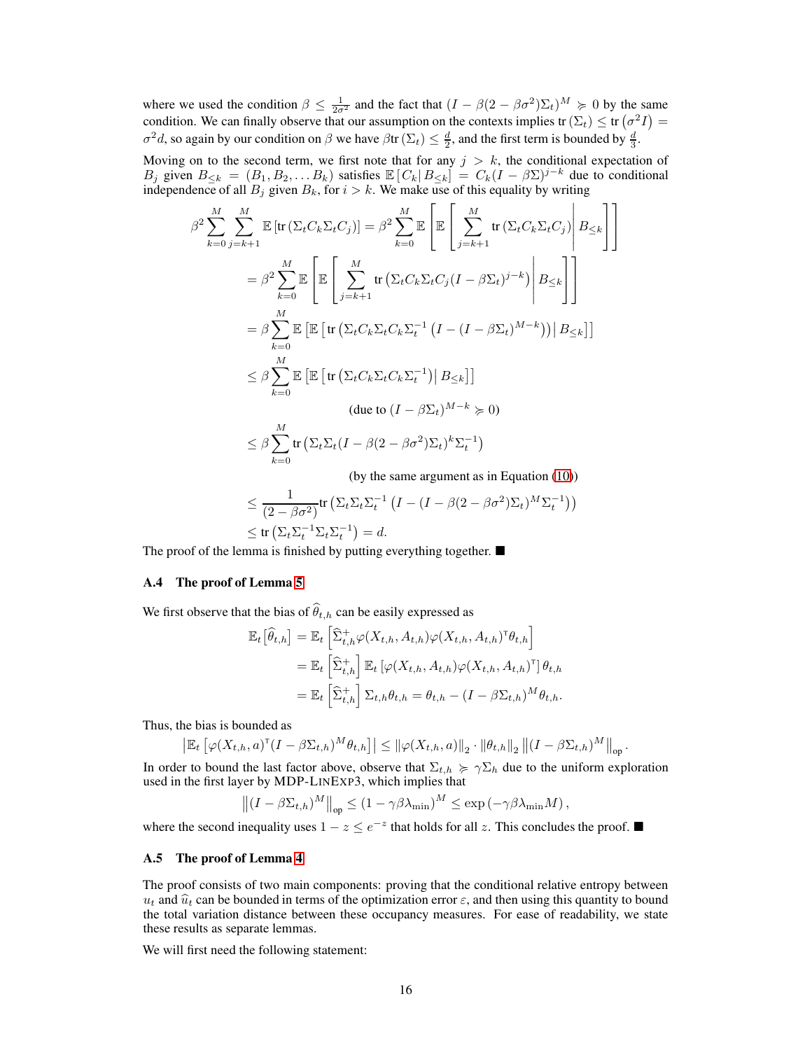where we used the condition $\beta \le \frac{1}{2\sigma^2}$ and the fact that $(I - \beta(2-\beta\sigma^2)\Sigma_t)^M \succcurlyeq 0$ by the same condition. We can finally observe that our assumption on the contexts implies $\text{tr}\left(\Sigma_t\right) \le \text{tr}\left(\sigma^2 I\right) = \sigma^2 d$, so again by our condition on $\beta$ we have $\beta \text{tr}\left(\Sigma_t\right) \le \frac{d}{2}$, and the first term is bounded by $\frac{d}{3}$.

Moving on to the second term, we first note that for any $j > k$, the conditional expectation of $B_j$ given $B_{\le k} = (B_1, B_2, \dots B_k)$ satisfies $\mathbb{E}\left[C_k | B_{\le k}\right] = C_k(I - \beta\Sigma)^{j-k}$ due to conditional independence of all $B_j$ given $B_k$, for $i > k$. We make use of this equality by writing

$$
\begin{aligned}
\beta^2 \sum_{k=0}^{M} \sum_{j=k+1}^{M} \mathbb{E}\left[\text{tr}\left(\Sigma_t C_k \Sigma_t C_j\right)\right] &= \beta^2 \sum_{k=0}^{M} \mathbb{E}\left[\mathbb{E}\left[\sum_{j=k+1}^{M} \text{tr}\left(\Sigma_t C_k \Sigma_t C_j\right) \middle| B_{\le k}\right]\right] \\
&= \beta^2 \sum_{k=0}^{M} \mathbb{E}\left[\mathbb{E}\left[\sum_{j=k+1}^{M} \text{tr}\left(\Sigma_t C_k \Sigma_t C_j (I - \beta\Sigma_t)^{j-k}\right) \middle| B_{\le k}\right]\right] \\
&= \beta \sum_{k=0}^{M} \mathbb{E}\left[\mathbb{E}\left[\text{tr}\left(\Sigma_t C_k \Sigma_t C_k \Sigma_t^{-1}\left(I - (I - \beta\Sigma_t)^{M-k}\right)\right) \middle| B_{\le k}\right]\right] \\
&\le \beta \sum_{k=0}^{M} \mathbb{E}\left[\mathbb{E}\left[\text{tr}\left(\Sigma_t C_k \Sigma_t C_k \Sigma_t^{-1}\right) \middle| B_{\le k}\right]\right] \\
&\qquad\qquad \text{(due to } (I - \beta\Sigma_t)^{M-k} \succcurlyeq 0\text{)} \\
&\le \beta \sum_{k=0}^{M} \text{tr}\left(\Sigma_t \Sigma_t (I - \beta(2 - \beta\sigma^2)\Sigma_t)^k \Sigma_t^{-1}\right) \\
&\qquad\qquad \text{(by the same argument as in Equation (10))} \\
&\le \frac{1}{(2 - \beta\sigma^2)} \text{tr}\left(\Sigma_t \Sigma_t \Sigma_t^{-1}\left(I - (I - \beta(2 - \beta\sigma^2)\Sigma_t)^M \Sigma_t^{-1}\right)\right) \\
&\le \text{tr}\left(\Sigma_t \Sigma_t^{-1} \Sigma_t \Sigma_t^{-1}\right) = d.
\end{aligned}
$$

The proof of the lemma is finished by putting everything together. ■

### A.4 The proof of Lemma 5

We first observe that the bias of $\widehat{\theta}_{t,h}$ can be easily expressed as

$$
\begin{aligned}
\mathbb{E}_t\left[\widehat{\theta}_{t,h}\right] &= \mathbb{E}_t\left[\widehat{\Sigma}_{t,h}^{+} \varphi(X_{t,h}, A_{t,h}) \varphi(X_{t,h}, A_{t,h})^\intercal \theta_{t,h}\right] \\
&= \mathbb{E}_t\left[\widehat{\Sigma}_{t,h}^{+}\right] \mathbb{E}_t\left[\varphi(X_{t,h}, A_{t,h}) \varphi(X_{t,h}, A_{t,h})^\intercal\right] \theta_{t,h} \\
&= \mathbb{E}_t\left[\widehat{\Sigma}_{t,h}^{+}\right] \Sigma_{t,h} \theta_{t,h} = \theta_{t,h} - (I - \beta\Sigma_{t,h})^M \theta_{t,h}.
\end{aligned}
$$

Thus, the bias is bounded as

$$
\left|\mathbb{E}_t\left[\varphi(X_{t,h}, a)^\intercal (I - \beta\Sigma_{t,h})^M \theta_{t,h}\right]\right| \le \left\|\varphi(X_{t,h}, a)\right\|_2 \cdot \left\|\theta_{t,h}\right\|_2 \left\|(I - \beta\Sigma_{t,h})^M\right\|_{\text{op}}.
$$

In order to bound the last factor above, observe that $\Sigma_{t,h} \succcurlyeq \gamma\Sigma_h$ due to the uniform exploration used in the first layer by MDP-LinExp3, which implies that

$$
\left\|(I - \beta\Sigma_{t,h})^M\right\|_{\text{op}} \le (1 - \gamma\beta\lambda_{\min})^M \le \exp\left(-\gamma\beta\lambda_{\min} M\right),
$$

where the second inequality uses $1 - z \le e^{-z}$ that holds for all $z$. This concludes the proof. ■

### A.5 The proof of Lemma 4

The proof consists of two main components: proving that the conditional relative entropy between $u_t$ and $\widehat{u}_t$ can be bounded in terms of the optimization error $\varepsilon$, and then using this quantity to bound the total variation distance between these occupancy measures. For ease of readability, we state these results as separate lemmas.

We will first need the following statement: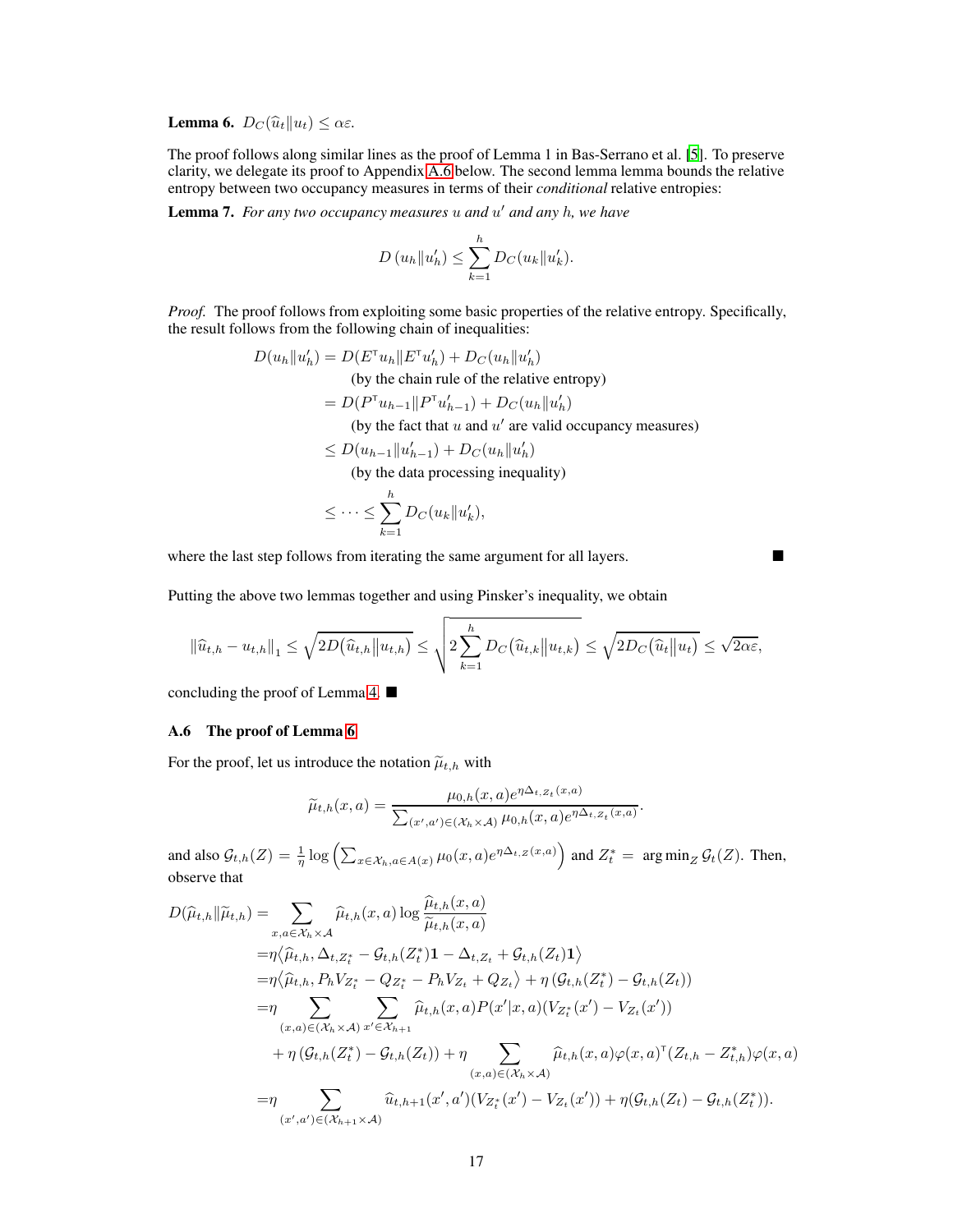**Lemma 6.** $D_C(\widehat{u}_t \| u_t) \leq \alpha\varepsilon$.

The proof follows along similar lines as the proof of Lemma 1 in Bas-Serrano et al. [5]. To preserve clarity, we delegate its proof to Appendix A.6 below. The second lemma lemma bounds the relative entropy between two occupancy measures in terms of their *conditional* relative entropies:

**Lemma 7.** *For any two occupancy measures $u$ and $u'$ and any $h$, we have*

$$D\left(u_h \| u'_h\right) \leq \sum_{k=1}^{h} D_C(u_k \| u'_k).$$

*Proof.* The proof follows from exploiting some basic properties of the relative entropy. Specifically, the result follows from the following chain of inequalities:

$$
\begin{aligned}
D(u_h \| u'_h) &= D(E^\intercal u_h \| E^\intercal u'_h) + D_C(u_h \| u'_h) \\
&\qquad \text{(by the chain rule of the relative entropy)} \\
&= D(P^\intercal u_{h-1} \| P^\intercal u'_{h-1}) + D_C(u_h \| u'_h) \\
&\qquad \text{(by the fact that } u \text{ and } u' \text{ are valid occupancy measures)} \\
&\leq D(u_{h-1} \| u'_{h-1}) + D_C(u_h \| u'_h) \\
&\qquad \text{(by the data processing inequality)} \\
&\leq \dots \leq \sum_{k=1}^{h} D_C(u_k \| u'_k),
\end{aligned}
$$

where the last step follows from iterating the same argument for all layers. ■

Putting the above two lemmas together and using Pinsker's inequality, we obtain

$$\left\|\widehat{u}_{t,h} - u_{t,h}\right\|_1 \leq \sqrt{2D\big(\widehat{u}_{t,h} \big\| u_{t,h}\big)} \leq \sqrt{2\sum_{k=1}^{h} D_C\big(\widehat{u}_{t,k} \big\| u_{t,k}\big)} \leq \sqrt{2D_C\big(\widehat{u}_t \big\| u_t\big)} \leq \sqrt{2\alpha\varepsilon},$$

concluding the proof of Lemma 4. ■

### A.6 The proof of Lemma 6

For the proof, let us introduce the notation $\widetilde{\mu}_{t,h}$ with

$$\widetilde{\mu}_{t,h}(x,a) = \frac{\mu_{0,h}(x,a) e^{\eta \Delta_{t,Z_t}(x,a)}}{\sum_{(x',a') \in (\mathcal{X}_h \times \mathcal{A})} \mu_{0,h}(x,a) e^{\eta \Delta_{t,Z_t}(x,a)}}.$$

and also $\mathcal{G}_{t,h}(Z) = \frac{1}{\eta} \log \left( \sum_{x \in \mathcal{X}_h, a \in A(x)} \mu_0(x,a) e^{\eta \Delta_{t,Z}(x,a)} \right)$ and $Z_t^* = \arg\min_Z \mathcal{G}_t(Z)$. Then, observe that

$$
\begin{aligned}
D(\widehat{\mu}_{t,h} \| \widetilde{\mu}_{t,h}) &= \sum_{x,a \in \mathcal{X}_h \times \mathcal{A}} \widehat{\mu}_{t,h}(x,a) \log \frac{\widehat{\mu}_{t,h}(x,a)}{\widetilde{\mu}_{t,h}(x,a)} \\
&= \eta \big\langle \widehat{\mu}_{t,h}, \Delta_{t,Z_t^*} - \mathcal{G}_{t,h}(Z_t^*) \mathbf{1} - \Delta_{t,Z_t} + \mathcal{G}_{t,h}(Z_t) \mathbf{1} \big\rangle \\
&= \eta \big\langle \widehat{\mu}_{t,h}, P_h V_{Z_t^*} - Q_{Z_t^*} - P_h V_{Z_t} + Q_{Z_t} \big\rangle + \eta \left( \mathcal{G}_{t,h}(Z_t^*) - \mathcal{G}_{t,h}(Z_t) \right) \\
&= \eta \sum_{(x,a) \in (\mathcal{X}_h \times \mathcal{A})} \sum_{x' \in \mathcal{X}_{h+1}} \widehat{\mu}_{t,h}(x,a) P(x'|x,a) (V_{Z_t^*}(x') - V_{Z_t}(x')) \\
&\quad + \eta \left( \mathcal{G}_{t,h}(Z_t^*) - \mathcal{G}_{t,h}(Z_t) \right) + \eta \sum_{(x,a) \in (\mathcal{X}_h \times \mathcal{A})} \widehat{\mu}_{t,h}(x,a) \varphi(x,a)^\intercal (Z_{t,h} - Z_{t,h}^*) \varphi(x,a) \\
&= \eta \sum_{(x',a') \in (\mathcal{X}_{h+1} \times \mathcal{A})} \widehat{u}_{t,h+1}(x',a') (V_{Z_t^*}(x') - V_{Z_t}(x')) + \eta (\mathcal{G}_{t,h}(Z_t) - \mathcal{G}_{t,h}(Z_t^*)).
\end{aligned}
$$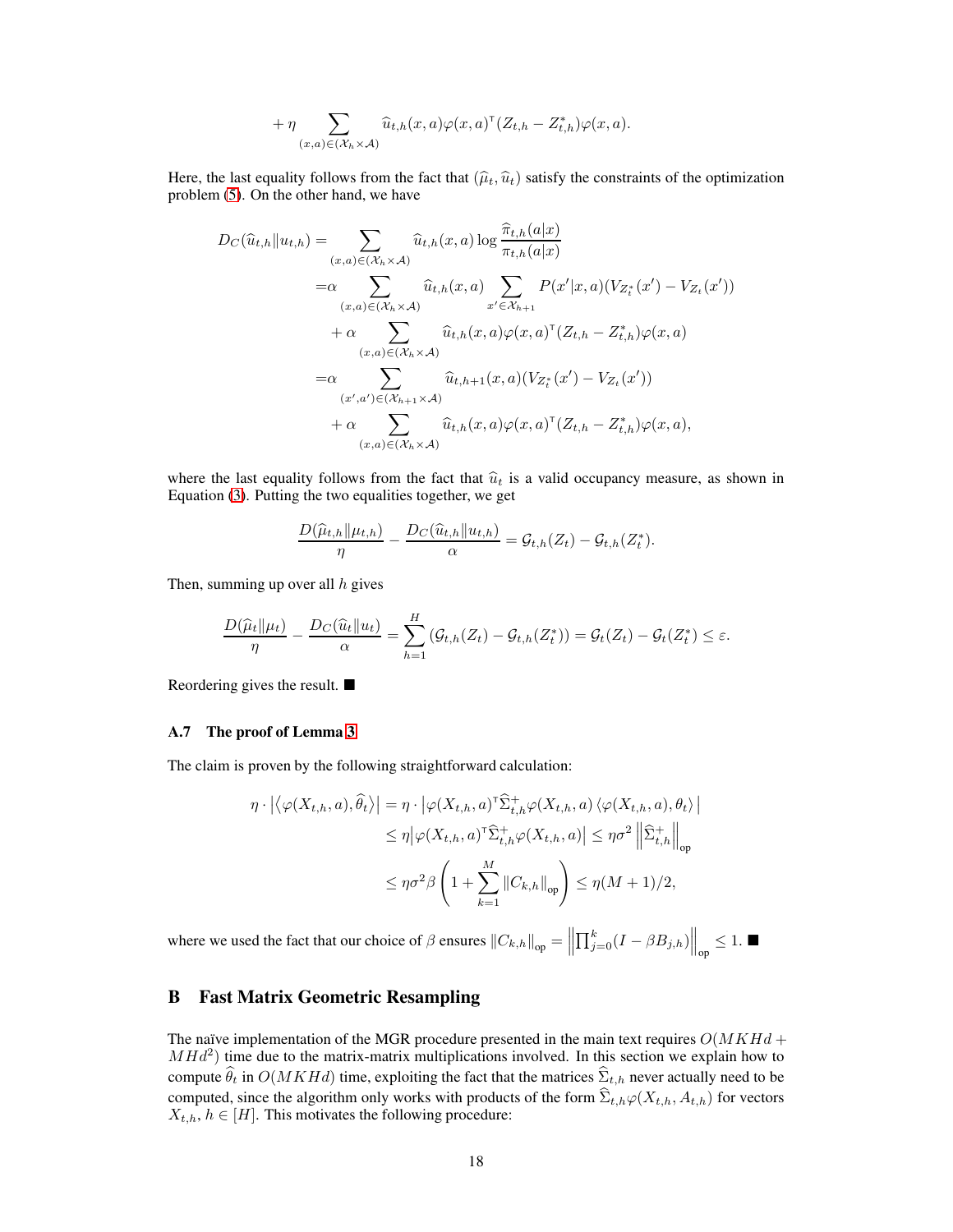$$+ \eta \sum_{(x,a)\in(\mathcal{X}_h\times\mathcal{A})} \widehat{u}_{t,h}(x,a)\varphi(x,a)^\mathsf{T}(Z_{t,h} - Z^*_{t,h})\varphi(x,a).$$

Here, the last equality follows from the fact that $(\widehat{\mu}_t, \widehat{u}_t)$ satisfy the constraints of the optimization problem (5). On the other hand, we have

$$\begin{aligned}
D_C(\widehat{u}_{t,h}\|u_{t,h}) =& \sum_{(x,a)\in(\mathcal{X}_h\times\mathcal{A})} \widehat{u}_{t,h}(x,a)\log\frac{\widehat{\pi}_{t,h}(a|x)}{\pi_{t,h}(a|x)} \\
=& \alpha \sum_{(x,a)\in(\mathcal{X}_h\times\mathcal{A})} \widehat{u}_{t,h}(x,a) \sum_{x'\in\mathcal{X}_{h+1}} P(x'|x,a)(V_{Z_t^*}(x') - V_{Z_t}(x')) \\
&+ \alpha \sum_{(x,a)\in(\mathcal{X}_h\times\mathcal{A})} \widehat{u}_{t,h}(x,a)\varphi(x,a)^\mathsf{T}(Z_{t,h} - Z^*_{t,h})\varphi(x,a) \\
=& \alpha \sum_{(x',a')\in(\mathcal{X}_{h+1}\times\mathcal{A})} \widehat{u}_{t,h+1}(x,a)(V_{Z_t^*}(x') - V_{Z_t}(x')) \\
&+ \alpha \sum_{(x,a)\in(\mathcal{X}_h\times\mathcal{A})} \widehat{u}_{t,h}(x,a)\varphi(x,a)^\mathsf{T}(Z_{t,h} - Z^*_{t,h})\varphi(x,a),
\end{aligned}$$

where the last equality follows from the fact that $\widehat{u}_t$ is a valid occupancy measure, as shown in Equation (3). Putting the two equalities together, we get

$$\frac{D(\widehat{\mu}_{t,h}\|\mu_{t,h})}{\eta} - \frac{D_C(\widehat{u}_{t,h}\|u_{t,h})}{\alpha} = \mathcal{G}_{t,h}(Z_t) - \mathcal{G}_{t,h}(Z_t^*).$$

Then, summing up over all $h$ gives

$$\frac{D(\widehat{\mu}_t\|\mu_t)}{\eta} - \frac{D_C(\widehat{u}_t\|u_t)}{\alpha} = \sum_{h=1}^{H}\left(\mathcal{G}_{t,h}(Z_t) - \mathcal{G}_{t,h}(Z_t^*)\right) = \mathcal{G}_t(Z_t) - \mathcal{G}_t(Z_t^*) \le \varepsilon.$$

Reordering gives the result. ■

### A.7 The proof of Lemma 3

The claim is proven by the following straightforward calculation:

$$\begin{aligned}
\eta \cdot \left|\left\langle \varphi(X_{t,h},a), \widehat{\theta}_t \right\rangle\right| &= \eta \cdot \left|\varphi(X_{t,h},a)^\mathsf{T}\widehat{\Sigma}^+_{t,h}\varphi(X_{t,h},a)\left\langle \varphi(X_{t,h},a), \theta_t\right\rangle\right| \\
&\le \eta\left|\varphi(X_{t,h},a)^\mathsf{T}\widehat{\Sigma}^+_{t,h}\varphi(X_{t,h},a)\right| \le \eta\sigma^2 \left\|\widehat{\Sigma}^+_{t,h}\right\|_{\text{op}} \\
&\le \eta\sigma^2\beta\left(1 + \sum_{k=1}^{M}\|C_{k,h}\|_{\text{op}}\right) \le \eta(M+1)/2,
\end{aligned}$$

where we used the fact that our choice of $\beta$ ensures $\|C_{k,h}\|_{\text{op}} = \left\|\prod_{j=0}^{k}(I - \beta B_{j,h})\right\|_{\text{op}} \le 1$. ■

## B Fast Matrix Geometric Resampling

The naïve implementation of the MGR procedure presented in the main text requires $O(MKHd + MHd^2)$ time due to the matrix-matrix multiplications involved. In this section we explain how to compute $\widehat{\theta}_t$ in $O(MKHd)$ time, exploiting the fact that the matrices $\widehat{\Sigma}_{t,h}$ never actually need to be computed, since the algorithm only works with products of the form $\widehat{\Sigma}_{t,h}\varphi(X_{t,h}, A_{t,h})$ for vectors $X_{t,h}$, $h \in [H]$. This motivates the following procedure: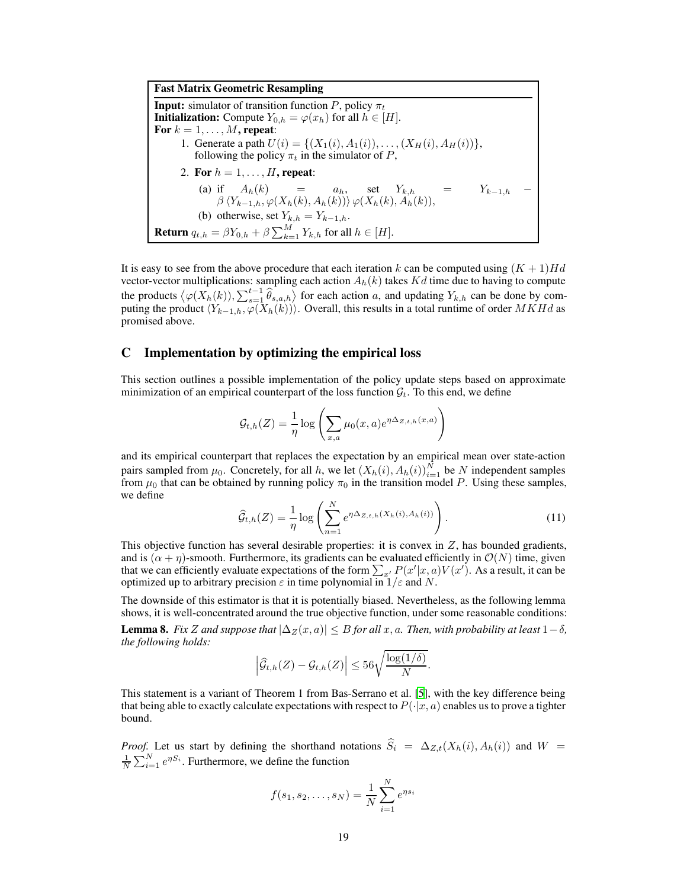**Fast Matrix Geometric Resampling**

**Input:** simulator of transition function $P$, policy $\pi_t$

**Initialization:** Compute $Y_{0,h} = \varphi(x_h)$ for all $h \in [H]$.

**For** $k = 1, \dots, M$**, repeat**:

1. Generate a path $U(i) = \{(X_1(i), A_1(i)), \dots, (X_H(i), A_H(i))\}$, following the policy $\pi_t$ in the simulator of $P$,
2. **For** $h = 1, \dots, H$**, repeat**:
   (a) if $A_h(k) = a_h$, set $Y_{k,h} = Y_{k-1,h} - \beta \langle Y_{k-1,h}, \varphi(X_h(k), A_h(k)) \rangle \varphi(X_h(k), A_h(k))$,
   (b) otherwise, set $Y_{k,h} = Y_{k-1,h}$.

**Return** $q_{t,h} = \beta Y_{0,h} + \beta \sum_{k=1}^{M} Y_{k,h}$ for all $h \in [H]$.

It is easy to see from the above procedure that each iteration $k$ can be computed using $(K+1)Hd$ vector-vector multiplications: sampling each action $A_h(k)$ takes $Kd$ time due to having to compute the products $\left\langle \varphi(X_h(k)), \sum_{s=1}^{t-1} \widehat{\theta}_{s,a,h} \right\rangle$ for each action $a$, and updating $Y_{k,h}$ can be done by computing the product $\langle Y_{k-1,h}, \varphi(X_h(k)) \rangle$. Overall, this results in a total runtime of order $MKHd$ as promised above.

## C Implementation by optimizing the empirical loss

This section outlines a possible implementation of the policy update steps based on approximate minimization of an empirical counterpart of the loss function $\mathcal{G}_t$. To this end, we define

$$\mathcal{G}_{t,h}(Z) = \frac{1}{\eta} \log \left( \sum_{x,a} \mu_0(x,a) e^{\eta \Delta_{Z,t,h}(x,a)} \right)$$

and its empirical counterpart that replaces the expectation by an empirical mean over state-action pairs sampled from $\mu_0$. Concretely, for all $h$, we let $(X_h(i), A_h(i))_{i=1}^{N}$ be $N$ independent samples from $\mu_0$ that can be obtained by running policy $\pi_0$ in the transition model $P$. Using these samples, we define

$$\widehat{\mathcal{G}}_{t,h}(Z) = \frac{1}{\eta} \log \left( \sum_{n=1}^{N} e^{\eta \Delta_{Z,t,h}(X_h(i), A_h(i))} \right). \tag{11}$$

This objective function has several desirable properties: it is convex in $Z$, has bounded gradients, and is $(\alpha + \eta)$-smooth. Furthermore, its gradients can be evaluated efficiently in $\mathcal{O}(N)$ time, given that we can efficiently evaluate expectations of the form $\sum_{x'} P(x'|x,a) V(x')$. As a result, it can be optimized up to arbitrary precision $\varepsilon$ in time polynomial in $1/\varepsilon$ and $N$.

The downside of this estimator is that it is potentially biased. Nevertheless, as the following lemma shows, it is well-concentrated around the true objective function, under some reasonable conditions:

**Lemma 8.** *Fix $Z$ and suppose that $|\Delta_Z(x,a)| \le B$ for all $x, a$. Then, with probability at least $1-\delta$, the following holds:*

$$\left| \widehat{\mathcal{G}}_{t,h}(Z) - \mathcal{G}_{t,h}(Z) \right| \le 56 \sqrt{\frac{\log(1/\delta)}{N}}.$$

This statement is a variant of Theorem 1 from Bas-Serrano et al. [5], with the key difference being that being able to exactly calculate expectations with respect to $P(\cdot|x,a)$ enables us to prove a tighter bound.

*Proof.* Let us start by defining the shorthand notations $\widehat{S}_i = \Delta_{Z,t}(X_h(i), A_h(i))$ and $W = \frac{1}{N} \sum_{i=1}^{N} e^{\eta S_i}$. Furthermore, we define the function

$$f(s_1, s_2, \dots, s_N) = \frac{1}{N} \sum_{i=1}^{N} e^{\eta s_i}$$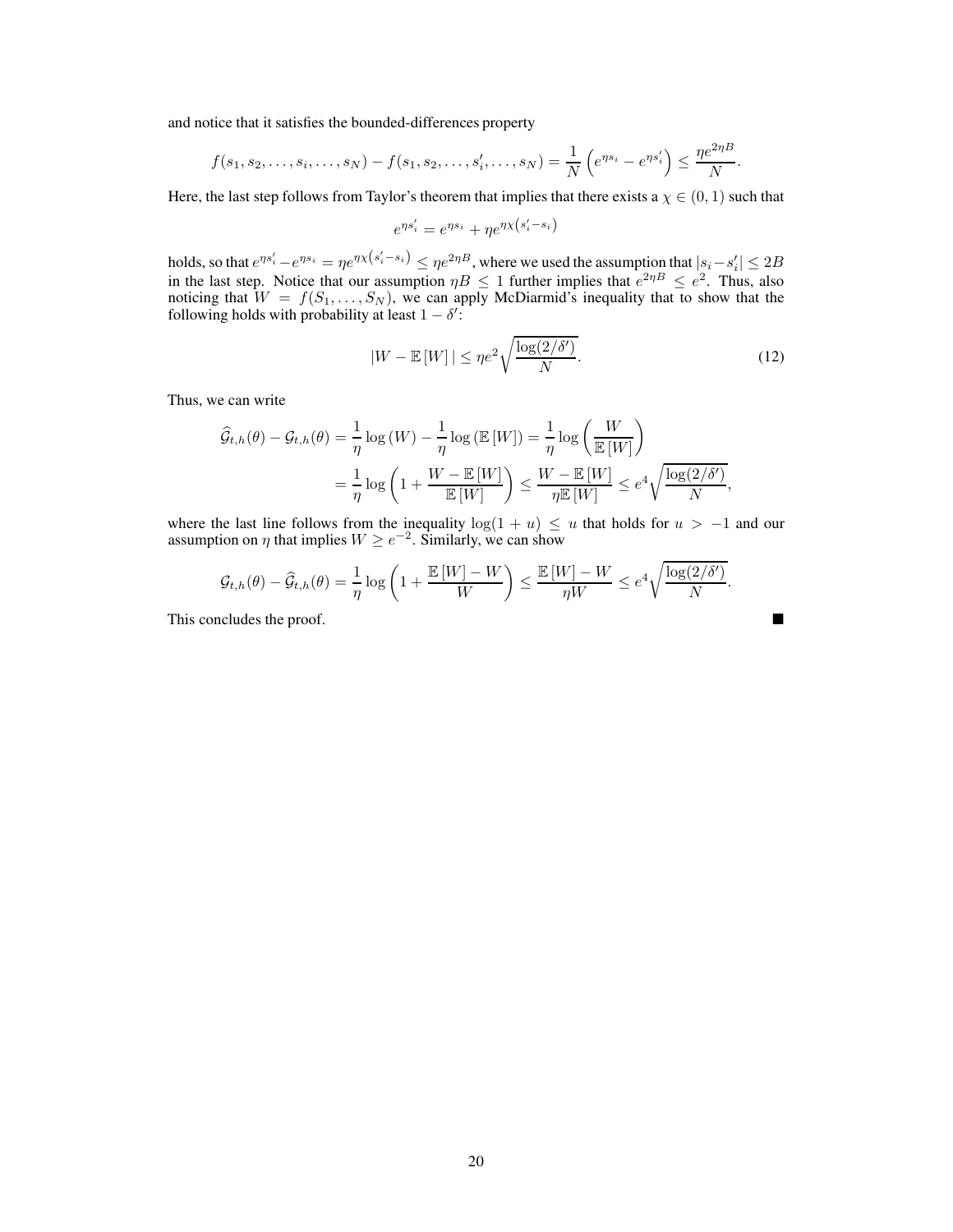and notice that it satisfies the bounded-differences property

$$f(s_1, s_2, \dots, s_i, \dots, s_N) - f(s_1, s_2, \dots, s_i', \dots, s_N) = \frac{1}{N}\left(e^{\eta s_i} - e^{\eta s_i'}\right) \le \frac{\eta e^{2\eta B}}{N}.$$

Here, the last step follows from Taylor's theorem that implies that there exists a $\chi \in (0, 1)$ such that

$$e^{\eta s_i'} = e^{\eta s_i} + \eta e^{\eta \chi \left(s_i' - s_i\right)}$$

holds, so that $e^{\eta s_i'} - e^{\eta s_i} = \eta e^{\eta \chi \left(s_i' - s_i\right)} \le \eta e^{2\eta B}$, where we used the assumption that $|s_i - s_i'| \le 2B$ in the last step. Notice that our assumption $\eta B \le 1$ further implies that $e^{2\eta B} \le e^2$. Thus, also noticing that $W = f(S_1, \dots, S_N)$, we can apply McDiarmid's inequality that to show that the following holds with probability at least $1 - \delta'$:

$$|W - \mathbb{E}[W]| \le \eta e^2 \sqrt{\frac{\log(2/\delta')}{N}}. \tag{12}$$

Thus, we can write

$$\begin{aligned}
\widehat{\mathcal{G}}_{t,h}(\theta) - \mathcal{G}_{t,h}(\theta) &= \frac{1}{\eta}\log(W) - \frac{1}{\eta}\log(\mathbb{E}[W]) = \frac{1}{\eta}\log\left(\frac{W}{\mathbb{E}[W]}\right) \\
&= \frac{1}{\eta}\log\left(1 + \frac{W - \mathbb{E}[W]}{\mathbb{E}[W]}\right) \le \frac{W - \mathbb{E}[W]}{\eta \mathbb{E}[W]} \le e^4 \sqrt{\frac{\log(2/\delta')}{N}},
\end{aligned}$$

where the last line follows from the inequality $\log(1 + u) \le u$ that holds for $u > -1$ and our assumption on $\eta$ that implies $W \ge e^{-2}$. Similarly, we can show

$$\mathcal{G}_{t,h}(\theta) - \widehat{\mathcal{G}}_{t,h}(\theta) = \frac{1}{\eta}\log\left(1 + \frac{\mathbb{E}[W] - W}{W}\right) \le \frac{\mathbb{E}[W] - W}{\eta W} \le e^4 \sqrt{\frac{\log(2/\delta')}{N}}.$$

This concludes the proof. ■